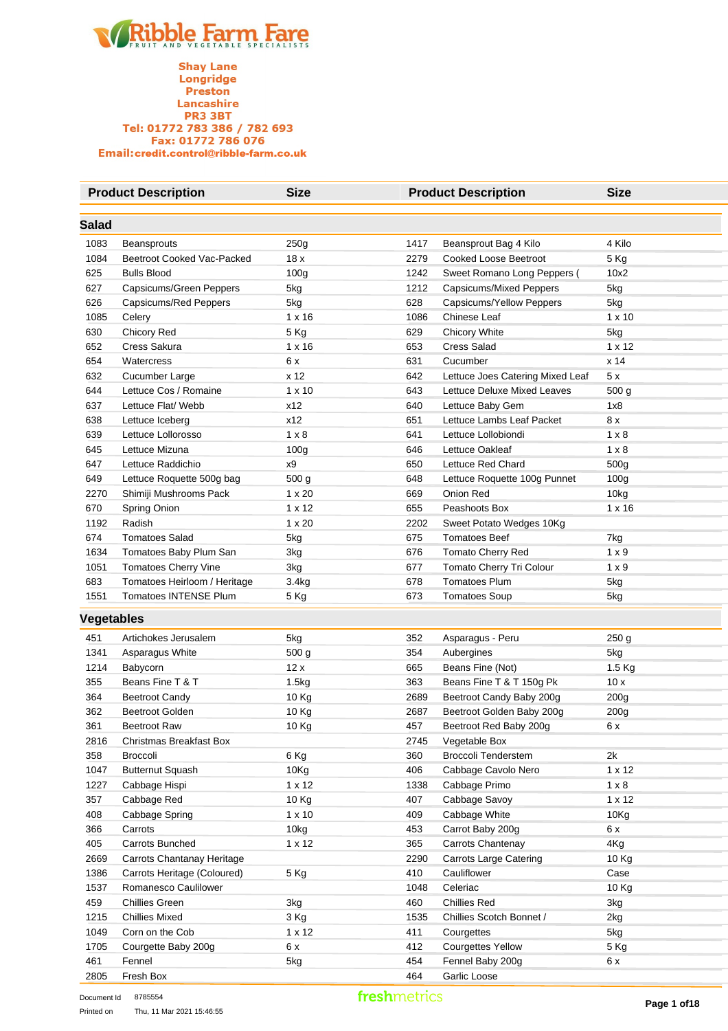# Ribble Farm Fare

FRUIT AND VEGETABLE SPECIALISTS

**Shay Lane**
**Longridge**
**Preston**
**Lancashire**
**PR3 3BT**
**Tel: 01772 783 386 / 782 693**
**Fax: 01772 786 076**
**Email:credit.control@ribble-farm.co.uk**

| | Product Description | Size | | Product Description | Size |
|---|---|---|---|---|---|
| **Salad** | | | | | |
| 1083 | Beansprouts | 250g | 1417 | Beansprout Bag 4 Kilo | 4 Kilo |
| 1084 | Beetroot Cooked Vac-Packed | 18 x | 2279 | Cooked Loose Beetroot | 5 Kg |
| 625 | Bulls Blood | 100g | 1242 | Sweet Romano Long Peppers ( | 10x2 |
| 627 | Capsicums/Green Peppers | 5kg | 1212 | Capsicums/Mixed Peppers | 5kg |
| 626 | Capsicums/Red Peppers | 5kg | 628 | Capsicums/Yellow Peppers | 5kg |
| 1085 | Celery | 1 x 16 | 1086 | Chinese Leaf | 1 x 10 |
| 630 | Chicory Red | 5 Kg | 629 | Chicory White | 5kg |
| 652 | Cress Sakura | 1 x 16 | 653 | Cress Salad | 1 x 12 |
| 654 | Watercress | 6 x | 631 | Cucumber | x 14 |
| 632 | Cucumber Large | x 12 | 642 | Lettuce Joes Catering Mixed Leaf | 5 x |
| 644 | Lettuce Cos / Romaine | 1 x 10 | 643 | Lettuce Deluxe Mixed Leaves | 500 g |
| 637 | Lettuce Flat/ Webb | x12 | 640 | Lettuce Baby Gem | 1x8 |
| 638 | Lettuce Iceberg | x12 | 651 | Lettuce Lambs Leaf Packet | 8 x |
| 639 | Lettuce Lollorosso | 1 x 8 | 641 | Lettuce Lollobiondi | 1 x 8 |
| 645 | Lettuce Mizuna | 100g | 646 | Lettuce Oakleaf | 1 x 8 |
| 647 | Lettuce Raddichio | x9 | 650 | Lettuce Red Chard | 500g |
| 649 | Lettuce Roquette 500g bag | 500 g | 648 | Lettuce Roquette 100g Punnet | 100g |
| 2270 | Shimiji Mushrooms Pack | 1 x 20 | 669 | Onion Red | 10kg |
| 670 | Spring Onion | 1 x 12 | 655 | Peashoots Box | 1 x 16 |
| 1192 | Radish | 1 x 20 | 2202 | Sweet Potato Wedges 10Kg | |
| 674 | Tomatoes Salad | 5kg | 675 | Tomatoes Beef | 7kg |
| 1634 | Tomatoes Baby Plum San | 3kg | 676 | Tomato Cherry Red | 1 x 9 |
| 1051 | Tomatoes Cherry Vine | 3kg | 677 | Tomato Cherry Tri Colour | 1 x 9 |
| 683 | Tomatoes Heirloom / Heritage | 3.4kg | 678 | Tomatoes Plum | 5kg |
| 1551 | Tomatoes INTENSE Plum | 5 Kg | 673 | Tomatoes Soup | 5kg |
| **Vegetables** | | | | | |
| 451 | Artichokes Jerusalem | 5kg | 352 | Asparagus - Peru | 250 g |
| 1341 | Asparagus White | 500 g | 354 | Aubergines | 5kg |
| 1214 | Babycorn | 12 x | 665 | Beans Fine (Not) | 1.5 Kg |
| 355 | Beans Fine T & T | 1.5kg | 363 | Beans Fine T & T 150g Pk | 10 x |
| 364 | Beetroot Candy | 10 Kg | 2689 | Beetroot Candy Baby 200g | 200g |
| 362 | Beetroot Golden | 10 Kg | 2687 | Beetroot Golden Baby 200g | 200g |
| 361 | Beetroot Raw | 10 Kg | 457 | Beetroot Red Baby 200g | 6 x |
| 2816 | Christmas Breakfast Box | | 2745 | Vegetable Box | |
| 358 | Broccoli | 6 Kg | 360 | Broccoli Tenderstem | 2k |
| 1047 | Butternut Squash | 10Kg | 406 | Cabbage Cavolo Nero | 1 x 12 |
| 1227 | Cabbage Hispi | 1 x 12 | 1338 | Cabbage Primo | 1 x 8 |
| 357 | Cabbage Red | 10 Kg | 407 | Cabbage Savoy | 1 x 12 |
| 408 | Cabbage Spring | 1 x 10 | 409 | Cabbage White | 10Kg |
| 366 | Carrots | 10kg | 453 | Carrot Baby 200g | 6 x |
| 405 | Carrots Bunched | 1 x 12 | 365 | Carrots Chantenay | 4Kg |
| 2669 | Carrots Chantanay Heritage | | 2290 | Carrots Large Catering | 10 Kg |
| 1386 | Carrots Heritage (Coloured) | 5 Kg | 410 | Cauliflower | Case |
| 1537 | Romanesco Caulilower | | 1048 | Celeriac | 10 Kg |
| 459 | Chillies Green | 3kg | 460 | Chillies Red | 3kg |
| 1215 | Chillies Mixed | 3 Kg | 1535 | Chillies Scotch Bonnet / | 2kg |
| 1049 | Corn on the Cob | 1 x 12 | 411 | Courgettes | 5kg |
| 1705 | Courgette Baby 200g | 6 x | 412 | Courgettes Yellow | 5 Kg |
| 461 | Fennel | 5kg | 454 | Fennel Baby 200g | 6 x |
| 2805 | Fresh Box | | 464 | Garlic Loose | |

Document Id 8785554
Printed on Thu, 11 Mar 2021 15:46:55

freshmetrics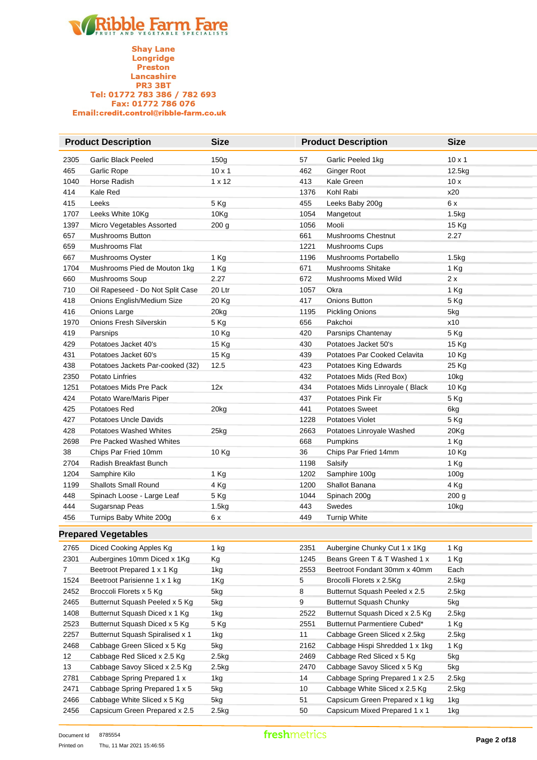# Ribble Farm Fare

FRUIT AND VEGETABLE SPECIALISTS

**Shay Lane**
**Longridge**
**Preston**
**Lancashire**
**PR3 3BT**
**Tel: 01772 783 386 / 782 693**
**Fax: 01772 786 076**
**Email:credit.control@ribble-farm.co.uk**

| | Product Description | Size | | Product Description | Size |
|---|---|---|---|---|---|
| 2305 | Garlic Black Peeled | 150g | 57 | Garlic Peeled 1kg | 10 x 1 |
| 465 | Garlic Rope | 10 x 1 | 462 | Ginger Root | 12.5kg |
| 1040 | Horse Radish | 1 x 12 | 413 | Kale Green | 10 x |
| 414 | Kale Red | | 1376 | Kohl Rabi | x20 |
| 415 | Leeks | 5 Kg | 455 | Leeks Baby 200g | 6 x |
| 1707 | Leeks White 10Kg | 10Kg | 1054 | Mangetout | 1.5kg |
| 1397 | Micro Vegetables Assorted | 200 g | 1056 | Mooli | 15 Kg |
| 657 | Mushrooms Button | | 661 | Mushrooms Chestnut | 2.27 |
| 659 | Mushrooms Flat | | 1221 | Mushrooms Cups | |
| 667 | Mushrooms Oyster | 1 Kg | 1196 | Mushrooms Portabello | 1.5kg |
| 1704 | Mushrooms Pied de Mouton 1kg | 1 Kg | 671 | Mushrooms Shitake | 1 Kg |
| 660 | Mushrooms Soup | 2.27 | 672 | Mushrooms Mixed Wild | 2 x |
| 710 | Oil Rapeseed - Do Not Split Case | 20 Ltr | 1057 | Okra | 1 Kg |
| 418 | Onions English/Medium Size | 20 Kg | 417 | Onions Button | 5 Kg |
| 416 | Onions Large | 20kg | 1195 | Pickling Onions | 5kg |
| 1970 | Onions Fresh Silverskin | 5 Kg | 656 | Pakchoi | x10 |
| 419 | Parsnips | 10 Kg | 420 | Parsnips Chantenay | 5 Kg |
| 429 | Potatoes Jacket 40's | 15 Kg | 430 | Potatoes Jacket 50's | 15 Kg |
| 431 | Potatoes Jacket 60's | 15 Kg | 439 | Potatoes Par Cooked Celavita | 10 Kg |
| 438 | Potatoes Jackets Par-cooked (32) | 12.5 | 423 | Potatoes King Edwards | 25 Kg |
| 2350 | Potato Linfries | | 432 | Potatoes Mids (Red Box) | 10kg |
| 1251 | Potatoes Mids Pre Pack | 12x | 434 | Potatoes Mids Linroyale ( Black | 10 Kg |
| 424 | Potato Ware/Maris Piper | | 437 | Potatoes Pink Fir | 5 Kg |
| 425 | Potatoes Red | 20kg | 441 | Potatoes Sweet | 6kg |
| 427 | Potatoes Uncle Davids | | 1228 | Potatoes Violet | 5 Kg |
| 428 | Potatoes Washed Whites | 25kg | 2663 | Potatoes Linroyale Washed | 20Kg |
| 2698 | Pre Packed Washed Whites | | 668 | Pumpkins | 1 Kg |
| 38 | Chips Par Fried 10mm | 10 Kg | 36 | Chips Par Fried 14mm | 10 Kg |
| 2704 | Radish Breakfast Bunch | | 1198 | Salsify | 1 Kg |
| 1204 | Samphire Kilo | 1 Kg | 1202 | Samphire 100g | 100g |
| 1199 | Shallots Small Round | 4 Kg | 1200 | Shallot Banana | 4 Kg |
| 448 | Spinach Loose - Large Leaf | 5 Kg | 1044 | Spinach 200g | 200 g |
| 444 | Sugarsnap Peas | 1.5kg | 443 | Swedes | 10kg |
| 456 | Turnips Baby White 200g | 6 x | 449 | Turnip White | |

## Prepared Vegetables

| | Product Description | Size | | Product Description | Size |
|---|---|---|---|---|---|
| 2765 | Diced Cooking Apples Kg | 1 kg | 2351 | Aubergine Chunky Cut 1 x 1Kg | 1 Kg |
| 2301 | Aubergines 10mm Diced x 1Kg | Kg | 1245 | Beans Green T & T Washed 1 x | 1 Kg |
| 7 | Beetroot Prepared 1 x 1 Kg | 1kg | 2553 | Beetroot Fondant 30mm x 40mm | Each |
| 1524 | Beetroot Parisienne 1 x 1 kg | 1Kg | 5 | Brocolli Florets x 2.5Kg | 2.5kg |
| 2452 | Broccoli Florets x 5 Kg | 5kg | 8 | Butternut Squash Peeled x 2.5 | 2.5kg |
| 2465 | Butternut Squash Peeled x 5 Kg | 5kg | 9 | Butternut Squash Chunky | 5kg |
| 1408 | Butternut Squash Diced x 1 Kg | 1kg | 2522 | Butternut Squash Diced x 2.5 Kg | 2.5kg |
| 2523 | Butternut Squash Diced x 5 Kg | 5 Kg | 2551 | Butternut Parmentiere Cubed* | 1 Kg |
| 2257 | Butternut Squash Spiralised x 1 | 1kg | 11 | Cabbage Green Sliced x 2.5kg | 2.5kg |
| 2468 | Cabbage Green Sliced x 5 Kg | 5kg | 2162 | Cabbage Hispi Shredded 1 x 1kg | 1 Kg |
| 12 | Cabbage Red Sliced x 2.5 Kg | 2.5kg | 2469 | Cabbage Red Sliced x 5 Kg | 5kg |
| 13 | Cabbage Savoy Sliced x 2.5 Kg | 2.5kg | 2470 | Cabbage Savoy Sliced x 5 Kg | 5kg |
| 2781 | Cabbage Spring Prepared 1 x | 1kg | 14 | Cabbage Spring Prepared 1 x 2.5 | 2.5kg |
| 2471 | Cabbage Spring Prepared 1 x 5 | 5kg | 10 | Cabbage White Sliced x 2.5 Kg | 2.5kg |
| 2466 | Cabbage White Sliced x 5 Kg | 5kg | 51 | Capsicum Green Prepared x 1 kg | 1kg |
| 2456 | Capsicum Green Prepared x 2.5 | 2.5kg | 50 | Capsicum Mixed Prepared 1 x 1 | 1kg |

Document Id 8785554
Printed on Thu, 11 Mar 2021 15:46:55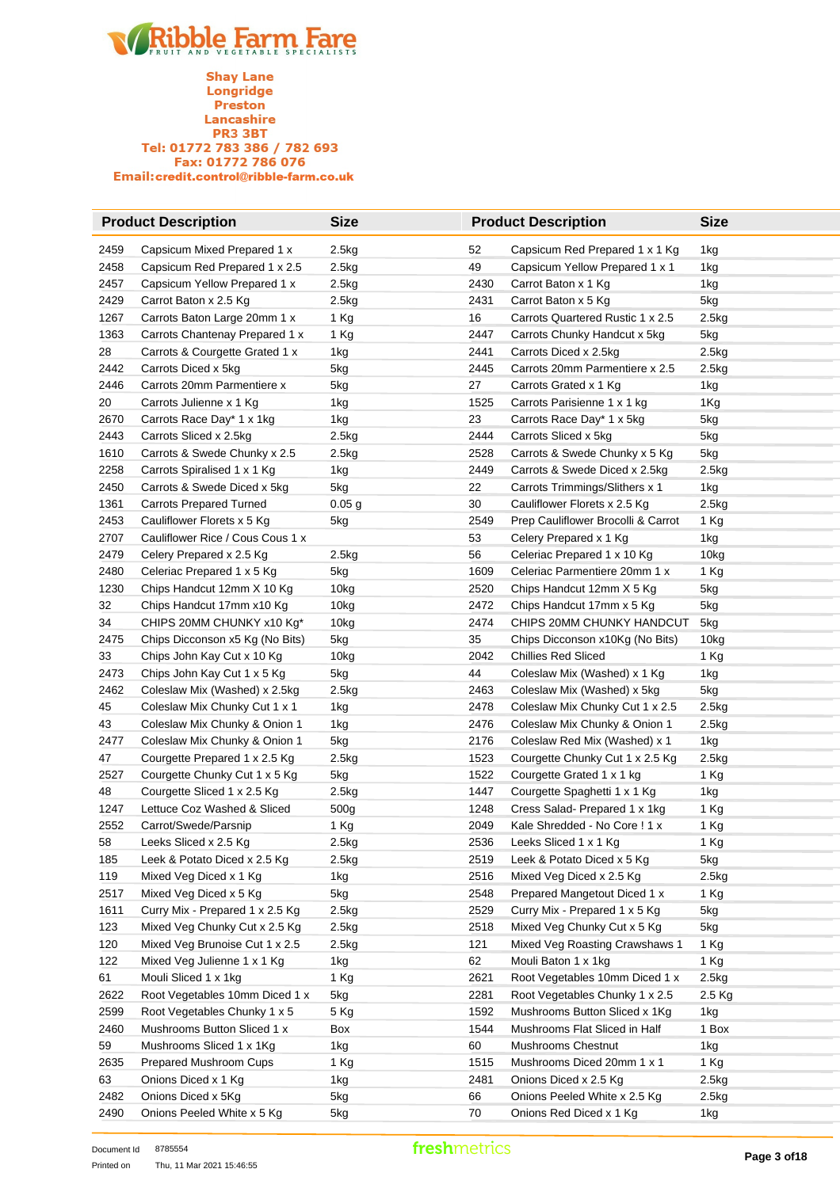# Ribble Farm Fare

FRUIT AND VEGETABLE SPECIALISTS

**Shay Lane**
**Longridge**
**Preston**
**Lancashire**
**PR3 3BT**
**Tel: 01772 783 386 / 782 693**
**Fax: 01772 786 076**
**Email:credit.control@ribble-farm.co.uk**

| | Product Description | Size | | Product Description | Size |
|---|---|---|---|---|---|
| 2459 | Capsicum Mixed Prepared 1 x | 2.5kg | 52 | Capsicum Red Prepared 1 x 1 Kg | 1kg |
| 2458 | Capsicum Red Prepared 1 x 2.5 | 2.5kg | 49 | Capsicum Yellow Prepared 1 x 1 | 1kg |
| 2457 | Capsicum Yellow Prepared 1 x | 2.5kg | 2430 | Carrot Baton x 1 Kg | 1kg |
| 2429 | Carrot Baton x 2.5 Kg | 2.5kg | 2431 | Carrot Baton x 5 Kg | 5kg |
| 1267 | Carrots Baton Large 20mm 1 x | 1 Kg | 16 | Carrots Quartered Rustic 1 x 2.5 | 2.5kg |
| 1363 | Carrots Chantenay Prepared 1 x | 1 Kg | 2447 | Carrots Chunky Handcut x 5kg | 5kg |
| 28 | Carrots & Courgette Grated 1 x | 1kg | 2441 | Carrots Diced x 2.5kg | 2.5kg |
| 2442 | Carrots Diced x 5kg | 5kg | 2445 | Carrots 20mm Parmentiere x 2.5 | 2.5kg |
| 2446 | Carrots 20mm Parmentiere x | 5kg | 27 | Carrots Grated x 1 Kg | 1kg |
| 20 | Carrots Julienne x 1 Kg | 1kg | 1525 | Carrots Parisienne 1 x 1 kg | 1Kg |
| 2670 | Carrots Race Day* 1 x 1kg | 1kg | 23 | Carrots Race Day* 1 x 5kg | 5kg |
| 2443 | Carrots Sliced x 2.5kg | 2.5kg | 2444 | Carrots Sliced x 5kg | 5kg |
| 1610 | Carrots & Swede Chunky x 2.5 | 2.5kg | 2528 | Carrots & Swede Chunky x 5 Kg | 5kg |
| 2258 | Carrots Spiralised 1 x 1 Kg | 1kg | 2449 | Carrots & Swede Diced x 2.5kg | 2.5kg |
| 2450 | Carrots & Swede Diced x 5kg | 5kg | 22 | Carrots Trimmings/Slithers x 1 | 1kg |
| 1361 | Carrots Prepared Turned | 0.05 g | 30 | Cauliflower Florets x 2.5 Kg | 2.5kg |
| 2453 | Cauliflower Florets x 5 Kg | 5kg | 2549 | Prep Cauliflower Brocolli & Carrot | 1 Kg |
| 2707 | Cauliflower Rice / Cous Cous 1 x | | 53 | Celery Prepared x 1 Kg | 1kg |
| 2479 | Celery Prepared x 2.5 Kg | 2.5kg | 56 | Celeriac Prepared 1 x 10 Kg | 10kg |
| 2480 | Celeriac Prepared 1 x 5 Kg | 5kg | 1609 | Celeriac Parmentiere 20mm 1 x | 1 Kg |
| 1230 | Chips Handcut 12mm X 10 Kg | 10kg | 2520 | Chips Handcut 12mm X 5 Kg | 5kg |
| 32 | Chips Handcut 17mm x10 Kg | 10kg | 2472 | Chips Handcut 17mm x 5 Kg | 5kg |
| 34 | CHIPS 20MM CHUNKY x10 Kg* | 10kg | 2474 | CHIPS 20MM CHUNKY HANDCUT | 5kg |
| 2475 | Chips Dicconson x5 Kg (No Bits) | 5kg | 35 | Chips Dicconson x10Kg (No Bits) | 10kg |
| 33 | Chips John Kay Cut x 10 Kg | 10kg | 2042 | Chillies Red Sliced | 1 Kg |
| 2473 | Chips John Kay Cut 1 x 5 Kg | 5kg | 44 | Coleslaw Mix (Washed) x 1 Kg | 1kg |
| 2462 | Coleslaw Mix (Washed) x 2.5kg | 2.5kg | 2463 | Coleslaw Mix (Washed) x 5kg | 5kg |
| 45 | Coleslaw Mix Chunky Cut 1 x 1 | 1kg | 2478 | Coleslaw Mix Chunky Cut 1 x 2.5 | 2.5kg |
| 43 | Coleslaw Mix Chunky & Onion 1 | 1kg | 2476 | Coleslaw Mix Chunky & Onion 1 | 2.5kg |
| 2477 | Coleslaw Mix Chunky & Onion 1 | 5kg | 2176 | Coleslaw Red Mix (Washed) x 1 | 1kg |
| 47 | Courgette Prepared 1 x 2.5 Kg | 2.5kg | 1523 | Courgette Chunky Cut 1 x 2.5 Kg | 2.5kg |
| 2527 | Courgette Chunky Cut 1 x 5 Kg | 5kg | 1522 | Courgette Grated 1 x 1 kg | 1 Kg |
| 48 | Courgette Sliced 1 x 2.5 Kg | 2.5kg | 1447 | Courgette Spaghetti 1 x 1 Kg | 1kg |
| 1247 | Lettuce Coz Washed & Sliced | 500g | 1248 | Cress Salad- Prepared 1 x 1kg | 1 Kg |
| 2552 | Carrot/Swede/Parsnip | 1 Kg | 2049 | Kale Shredded - No Core ! 1 x | 1 Kg |
| 58 | Leeks Sliced x 2.5 Kg | 2.5kg | 2536 | Leeks Sliced 1 x 1 Kg | 1 Kg |
| 185 | Leek & Potato Diced x 2.5 Kg | 2.5kg | 2519 | Leek & Potato Diced x 5 Kg | 5kg |
| 119 | Mixed Veg Diced x 1 Kg | 1kg | 2516 | Mixed Veg Diced x 2.5 Kg | 2.5kg |
| 2517 | Mixed Veg Diced x 5 Kg | 5kg | 2548 | Prepared Mangetout Diced 1 x | 1 Kg |
| 1611 | Curry Mix - Prepared 1 x 2.5 Kg | 2.5kg | 2529 | Curry Mix - Prepared 1 x 5 Kg | 5kg |
| 123 | Mixed Veg Chunky Cut x 2.5 Kg | 2.5kg | 2518 | Mixed Veg Chunky Cut x 5 Kg | 5kg |
| 120 | Mixed Veg Brunoise Cut 1 x 2.5 | 2.5kg | 121 | Mixed Veg Roasting Crawshaws 1 | 1 Kg |
| 122 | Mixed Veg Julienne 1 x 1 Kg | 1kg | 62 | Mouli Baton 1 x 1kg | 1 Kg |
| 61 | Mouli Sliced 1 x 1kg | 1 Kg | 2621 | Root Vegetables 10mm Diced 1 x | 2.5kg |
| 2622 | Root Vegetables 10mm Diced 1 x | 5kg | 2281 | Root Vegetables Chunky 1 x 2.5 | 2.5 Kg |
| 2599 | Root Vegetables Chunky 1 x 5 | 5 Kg | 1592 | Mushrooms Button Sliced x 1Kg | 1kg |
| 2460 | Mushrooms Button Sliced 1 x | Box | 1544 | Mushrooms Flat Sliced in Half | 1 Box |
| 59 | Mushrooms Sliced 1 x 1Kg | 1kg | 60 | Mushrooms Chestnut | 1kg |
| 2635 | Prepared Mushroom Cups | 1 Kg | 1515 | Mushrooms Diced 20mm 1 x 1 | 1 Kg |
| 63 | Onions Diced x 1 Kg | 1kg | 2481 | Onions Diced x 2.5 Kg | 2.5kg |
| 2482 | Onions Diced x 5Kg | 5kg | 66 | Onions Peeled White x 2.5 Kg | 2.5kg |
| 2490 | Onions Peeled White x 5 Kg | 5kg | 70 | Onions Red Diced x 1 Kg | 1kg |

Document Id 8785554
Printed on Thu, 11 Mar 2021 15:46:55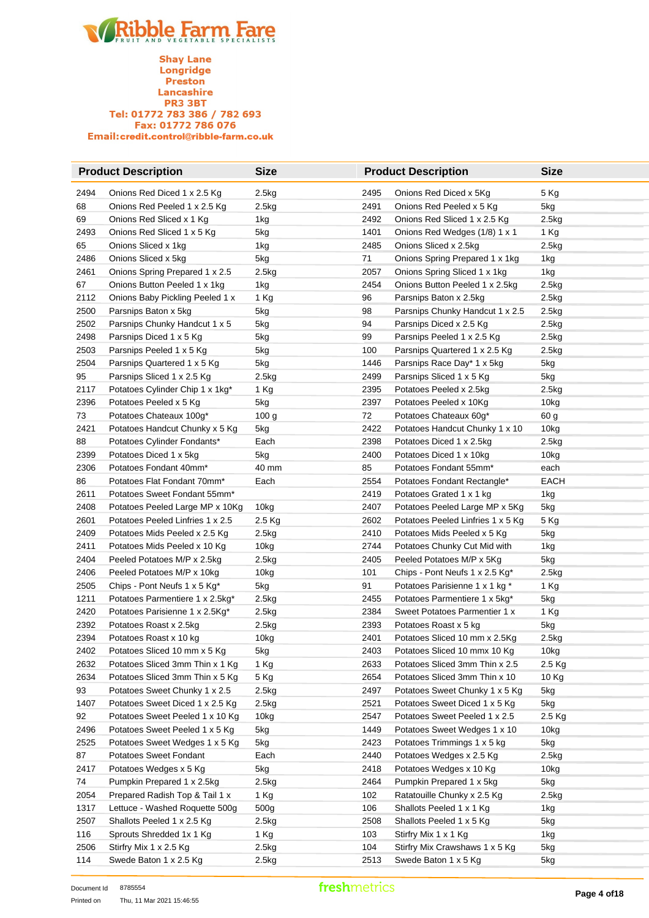# Ribble Farm Fare

FRUIT AND VEGETABLE SPECIALISTS

**Shay Lane**
**Longridge**
**Preston**
**Lancashire**
**PR3 3BT**
**Tel: 01772 783 386 / 782 693**
**Fax: 01772 786 076**
**Email:credit.control@ribble-farm.co.uk**

| | Product Description | Size | | Product Description | Size |
|---|---|---|---|---|---|
| 2494 | Onions Red Diced 1 x 2.5 Kg | 2.5kg | 2495 | Onions Red Diced x 5Kg | 5 Kg |
| 68 | Onions Red Peeled 1 x 2.5 Kg | 2.5kg | 2491 | Onions Red Peeled x 5 Kg | 5kg |
| 69 | Onions Red Sliced x 1 Kg | 1kg | 2492 | Onions Red Sliced 1 x 2.5 Kg | 2.5kg |
| 2493 | Onions Red Sliced 1 x 5 Kg | 5kg | 1401 | Onions Red Wedges (1/8) 1 x 1 | 1 Kg |
| 65 | Onions Sliced x 1kg | 1kg | 2485 | Onions Sliced x 2.5kg | 2.5kg |
| 2486 | Onions Sliced x 5kg | 5kg | 71 | Onions Spring Prepared 1 x 1kg | 1kg |
| 2461 | Onions Spring Prepared 1 x 2.5 | 2.5kg | 2057 | Onions Spring Sliced 1 x 1kg | 1kg |
| 67 | Onions Button Peeled 1 x 1kg | 1kg | 2454 | Onions Button Peeled 1 x 2.5kg | 2.5kg |
| 2112 | Onions Baby Pickling Peeled 1 x | 1 Kg | 96 | Parsnips Baton x 2.5kg | 2.5kg |
| 2500 | Parsnips Baton x 5kg | 5kg | 98 | Parsnips Chunky Handcut 1 x 2.5 | 2.5kg |
| 2502 | Parsnips Chunky Handcut 1 x 5 | 5kg | 94 | Parsnips Diced x 2.5 Kg | 2.5kg |
| 2498 | Parsnips Diced 1 x 5 Kg | 5kg | 99 | Parsnips Peeled 1 x 2.5 Kg | 2.5kg |
| 2503 | Parsnips Peeled 1 x 5 Kg | 5kg | 100 | Parsnips Quartered 1 x 2.5 Kg | 2.5kg |
| 2504 | Parsnips Quartered 1 x 5 Kg | 5kg | 1446 | Parsnips Race Day* 1 x 5kg | 5kg |
| 95 | Parsnips Sliced 1 x 2.5 Kg | 2.5kg | 2499 | Parsnips Sliced 1 x 5 Kg | 5kg |
| 2117 | Potatoes Cylinder Chip 1 x 1kg* | 1 Kg | 2395 | Potatoes Peeled x 2.5kg | 2.5kg |
| 2396 | Potatoes Peeled x 5 Kg | 5kg | 2397 | Potatoes Peeled x 10Kg | 10kg |
| 73 | Potatoes Chateaux 100g* | 100 g | 72 | Potatoes Chateaux 60g* | 60 g |
| 2421 | Potatoes Handcut Chunky x 5 Kg | 5kg | 2422 | Potatoes Handcut Chunky 1 x 10 | 10kg |
| 88 | Potatoes Cylinder Fondants* | Each | 2398 | Potatoes Diced 1 x 2.5kg | 2.5kg |
| 2399 | Potatoes Diced 1 x 5kg | 5kg | 2400 | Potatoes Diced 1 x 10kg | 10kg |
| 2306 | Potatoes Fondant 40mm* | 40 mm | 85 | Potatoes Fondant 55mm* | each |
| 86 | Potatoes Flat Fondant 70mm* | Each | 2554 | Potatoes Fondant Rectangle* | EACH |
| 2611 | Potatoes Sweet Fondant 55mm* | | 2419 | Potatoes Grated 1 x 1 kg | 1kg |
| 2408 | Potatoes Peeled Large MP x 10Kg | 10kg | 2407 | Potatoes Peeled Large MP x 5Kg | 5kg |
| 2601 | Potatoes Peeled Linfries 1 x 2.5 | 2.5 Kg | 2602 | Potatoes Peeled Linfries 1 x 5 Kg | 5 Kg |
| 2409 | Potatoes Mids Peeled x 2.5 Kg | 2.5kg | 2410 | Potatoes Mids Peeled x 5 Kg | 5kg |
| 2411 | Potatoes Mids Peeled x 10 Kg | 10kg | 2744 | Potatoes Chunky Cut Mid with | 1kg |
| 2404 | Peeled Potatoes M/P x 2.5kg | 2.5kg | 2405 | Peeled Potatoes M/P x 5Kg | 5kg |
| 2406 | Peeled Potatoes M/P x 10kg | 10kg | 101 | Chips - Pont Neufs 1 x 2.5 Kg* | 2.5kg |
| 2505 | Chips - Pont Neufs 1 x 5 Kg* | 5kg | 91 | Potatoes Parisienne 1 x 1 kg * | 1 Kg |
| 1211 | Potatoes Parmentiere 1 x 2.5kg* | 2.5kg | 2455 | Potatoes Parmentiere 1 x 5kg* | 5kg |
| 2420 | Potatoes Parisienne 1 x 2.5Kg* | 2.5kg | 2384 | Sweet Potatoes Parmentier 1 x | 1 Kg |
| 2392 | Potatoes Roast x 2.5kg | 2.5kg | 2393 | Potatoes Roast x 5 kg | 5kg |
| 2394 | Potatoes Roast x 10 kg | 10kg | 2401 | Potatoes Sliced 10 mm x 2.5Kg | 2.5kg |
| 2402 | Potatoes Sliced 10 mm x 5 Kg | 5kg | 2403 | Potatoes Sliced 10 mmx 10 Kg | 10kg |
| 2632 | Potatoes Sliced 3mm Thin x 1 Kg | 1 Kg | 2633 | Potatoes Sliced 3mm Thin x 2.5 | 2.5 Kg |
| 2634 | Potatoes Sliced 3mm Thin x 5 Kg | 5 Kg | 2654 | Potatoes Sliced 3mm Thin x 10 | 10 Kg |
| 93 | Potatoes Sweet Chunky 1 x 2.5 | 2.5kg | 2497 | Potatoes Sweet Chunky 1 x 5 Kg | 5kg |
| 1407 | Potatoes Sweet Diced 1 x 2.5 Kg | 2.5kg | 2521 | Potatoes Sweet Diced 1 x 5 Kg | 5kg |
| 92 | Potatoes Sweet Peeled 1 x 10 Kg | 10kg | 2547 | Potatoes Sweet Peeled 1 x 2.5 | 2.5 Kg |
| 2496 | Potatoes Sweet Peeled 1 x 5 Kg | 5kg | 1449 | Potatoes Sweet Wedges 1 x 10 | 10kg |
| 2525 | Potatoes Sweet Wedges 1 x 5 Kg | 5kg | 2423 | Potatoes Trimmings 1 x 5 kg | 5kg |
| 87 | Potatoes Sweet Fondant | Each | 2440 | Potatoes Wedges x 2.5 Kg | 2.5kg |
| 2417 | Potatoes Wedges x 5 Kg | 5kg | 2418 | Potatoes Wedges x 10 Kg | 10kg |
| 74 | Pumpkin Prepared 1 x 2.5kg | 2.5kg | 2464 | Pumpkin Prepared 1 x 5kg | 5kg |
| 2054 | Prepared Radish Top & Tail 1 x | 1 Kg | 102 | Ratatouille Chunky x 2.5 Kg | 2.5kg |
| 1317 | Lettuce - Washed Roquette 500g | 500g | 106 | Shallots Peeled 1 x 1 Kg | 1kg |
| 2507 | Shallots Peeled 1 x 2.5 Kg | 2.5kg | 2508 | Shallots Peeled 1 x 5 Kg | 5kg |
| 116 | Sprouts Shredded 1x 1 Kg | 1 Kg | 103 | Stirfry Mix 1 x 1 Kg | 1kg |
| 2506 | Stirfry Mix 1 x 2.5 Kg | 2.5kg | 104 | Stirfry Mix Crawshaws 1 x 5 Kg | 5kg |
| 114 | Swede Baton 1 x 2.5 Kg | 2.5kg | 2513 | Swede Baton 1 x 5 Kg | 5kg |

Document Id 8785554
Printed on Thu, 11 Mar 2021 15:46:55

freshmetrics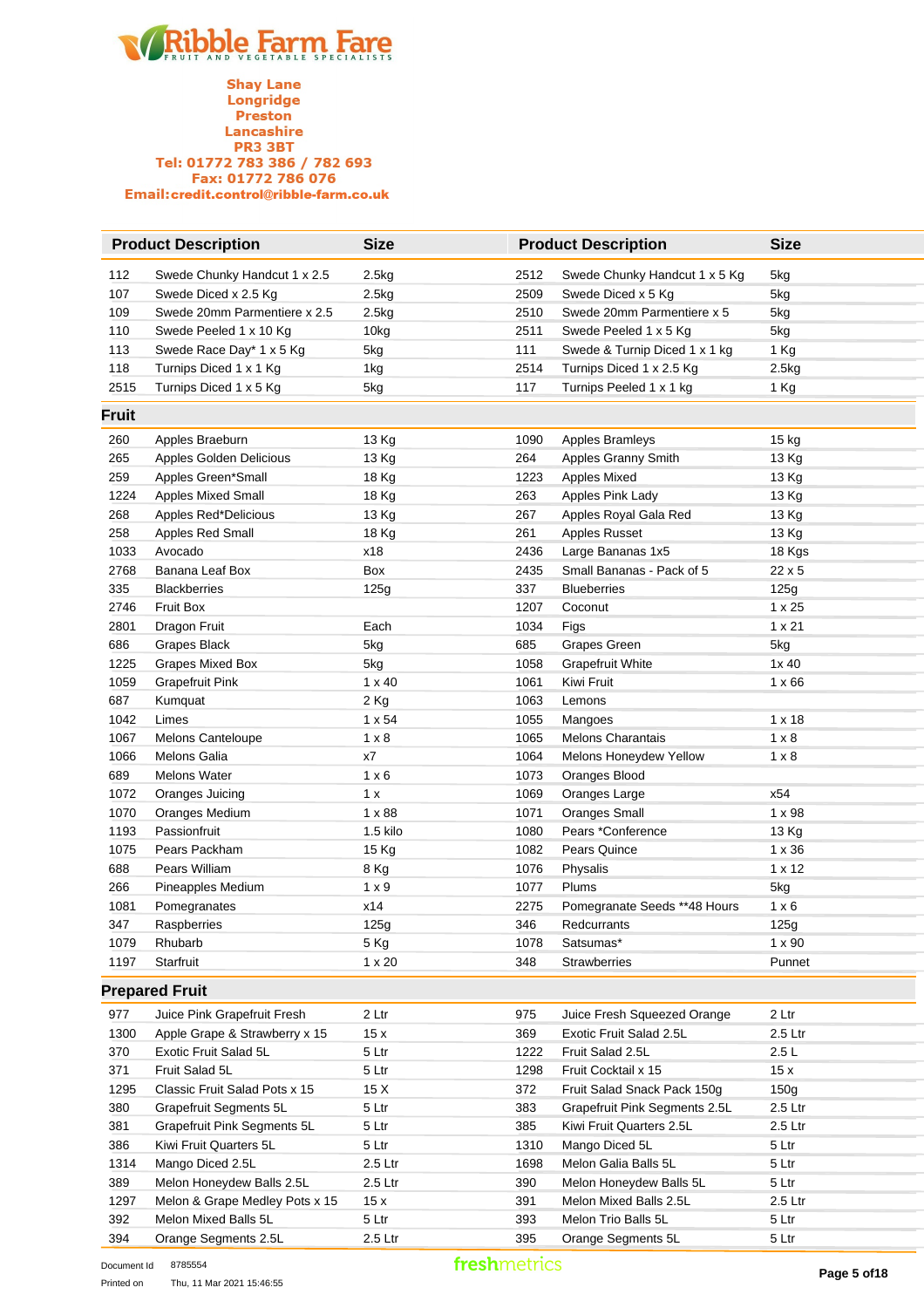**Ribble Farm Fare**
FRUIT AND VEGETABLE SPECIALISTS

**Shay Lane**
**Longridge**
**Preston**
**Lancashire**
**PR3 3BT**
**Tel: 01772 783 386 / 782 693**
**Fax: 01772 786 076**
**Email:credit.control@ribble-farm.co.uk**

| | Product Description | Size | | Product Description | Size |
|---|---|---|---|---|---|
| 112 | Swede Chunky Handcut 1 x 2.5 | 2.5kg | 2512 | Swede Chunky Handcut 1 x 5 Kg | 5kg |
| 107 | Swede Diced x 2.5 Kg | 2.5kg | 2509 | Swede Diced x 5 Kg | 5kg |
| 109 | Swede 20mm Parmentiere x 2.5 | 2.5kg | 2510 | Swede 20mm Parmentiere x 5 | 5kg |
| 110 | Swede Peeled 1 x 10 Kg | 10kg | 2511 | Swede Peeled 1 x 5 Kg | 5kg |
| 113 | Swede Race Day* 1 x 5 Kg | 5kg | 111 | Swede & Turnip Diced 1 x 1 kg | 1 Kg |
| 118 | Turnips Diced 1 x 1 Kg | 1kg | 2514 | Turnips Diced 1 x 2.5 Kg | 2.5kg |
| 2515 | Turnips Diced 1 x 5 Kg | 5kg | 117 | Turnips Peeled 1 x 1 kg | 1 Kg |

## Fruit

| | Product Description | Size | | Product Description | Size |
|---|---|---|---|---|---|
| 260 | Apples Braeburn | 13 Kg | 1090 | Apples Bramleys | 15 kg |
| 265 | Apples Golden Delicious | 13 Kg | 264 | Apples Granny Smith | 13 Kg |
| 259 | Apples Green*Small | 18 Kg | 1223 | Apples Mixed | 13 Kg |
| 1224 | Apples Mixed Small | 18 Kg | 263 | Apples Pink Lady | 13 Kg |
| 268 | Apples Red*Delicious | 13 Kg | 267 | Apples Royal Gala Red | 13 Kg |
| 258 | Apples Red Small | 18 Kg | 261 | Apples Russet | 13 Kg |
| 1033 | Avocado | x18 | 2436 | Large Bananas 1x5 | 18 Kgs |
| 2768 | Banana Leaf Box | Box | 2435 | Small Bananas - Pack of 5 | 22 x 5 |
| 335 | Blackberries | 125g | 337 | Blueberries | 125g |
| 2746 | Fruit Box | | 1207 | Coconut | 1 x 25 |
| 2801 | Dragon Fruit | Each | 1034 | Figs | 1 x 21 |
| 686 | Grapes Black | 5kg | 685 | Grapes Green | 5kg |
| 1225 | Grapes Mixed Box | 5kg | 1058 | Grapefruit White | 1x 40 |
| 1059 | Grapefruit Pink | 1 x 40 | 1061 | Kiwi Fruit | 1 x 66 |
| 687 | Kumquat | 2 Kg | 1063 | Lemons | |
| 1042 | Limes | 1 x 54 | 1055 | Mangoes | 1 x 18 |
| 1067 | Melons Canteloupe | 1 x 8 | 1065 | Melons Charantais | 1 x 8 |
| 1066 | Melons Galia | x7 | 1064 | Melons Honeydew Yellow | 1 x 8 |
| 689 | Melons Water | 1 x 6 | 1073 | Oranges Blood | |
| 1072 | Oranges Juicing | 1 x | 1069 | Oranges Large | x54 |
| 1070 | Oranges Medium | 1 x 88 | 1071 | Oranges Small | 1 x 98 |
| 1193 | Passionfruit | 1.5 kilo | 1080 | Pears *Conference | 13 Kg |
| 1075 | Pears Packham | 15 Kg | 1082 | Pears Quince | 1 x 36 |
| 688 | Pears William | 8 Kg | 1076 | Physalis | 1 x 12 |
| 266 | Pineapples Medium | 1 x 9 | 1077 | Plums | 5kg |
| 1081 | Pomegranates | x14 | 2275 | Pomegranate Seeds **48 Hours | 1 x 6 |
| 347 | Raspberries | 125g | 346 | Redcurrants | 125g |
| 1079 | Rhubarb | 5 Kg | 1078 | Satsumas* | 1 x 90 |
| 1197 | Starfruit | 1 x 20 | 348 | Strawberries | Punnet |

## Prepared Fruit

| | Product Description | Size | | Product Description | Size |
|---|---|---|---|---|---|
| 977 | Juice Pink Grapefruit Fresh | 2 Ltr | 975 | Juice Fresh Squeezed Orange | 2 Ltr |
| 1300 | Apple Grape & Strawberry x 15 | 15 x | 369 | Exotic Fruit Salad 2.5L | 2.5 Ltr |
| 370 | Exotic Fruit Salad 5L | 5 Ltr | 1222 | Fruit Salad 2.5L | 2.5 L |
| 371 | Fruit Salad 5L | 5 Ltr | 1298 | Fruit Cocktail x 15 | 15 x |
| 1295 | Classic Fruit Salad Pots x 15 | 15 X | 372 | Fruit Salad Snack Pack 150g | 150g |
| 380 | Grapefruit Segments 5L | 5 Ltr | 383 | Grapefruit Pink Segments 2.5L | 2.5 Ltr |
| 381 | Grapefruit Pink Segments 5L | 5 Ltr | 385 | Kiwi Fruit Quarters 2.5L | 2.5 Ltr |
| 386 | Kiwi Fruit Quarters 5L | 5 Ltr | 1310 | Mango Diced 5L | 5 Ltr |
| 1314 | Mango Diced 2.5L | 2.5 Ltr | 1698 | Melon Galia Balls 5L | 5 Ltr |
| 389 | Melon Honeydew Balls 2.5L | 2.5 Ltr | 390 | Melon Honeydew Balls 5L | 5 Ltr |
| 1297 | Melon & Grape Medley Pots x 15 | 15 x | 391 | Melon Mixed Balls 2.5L | 2.5 Ltr |
| 392 | Melon Mixed Balls 5L | 5 Ltr | 393 | Melon Trio Balls 5L | 5 Ltr |
| 394 | Orange Segments 2.5L | 2.5 Ltr | 395 | Orange Segments 5L | 5 Ltr |

Document Id 8785554
Printed on Thu, 11 Mar 2021 15:46:55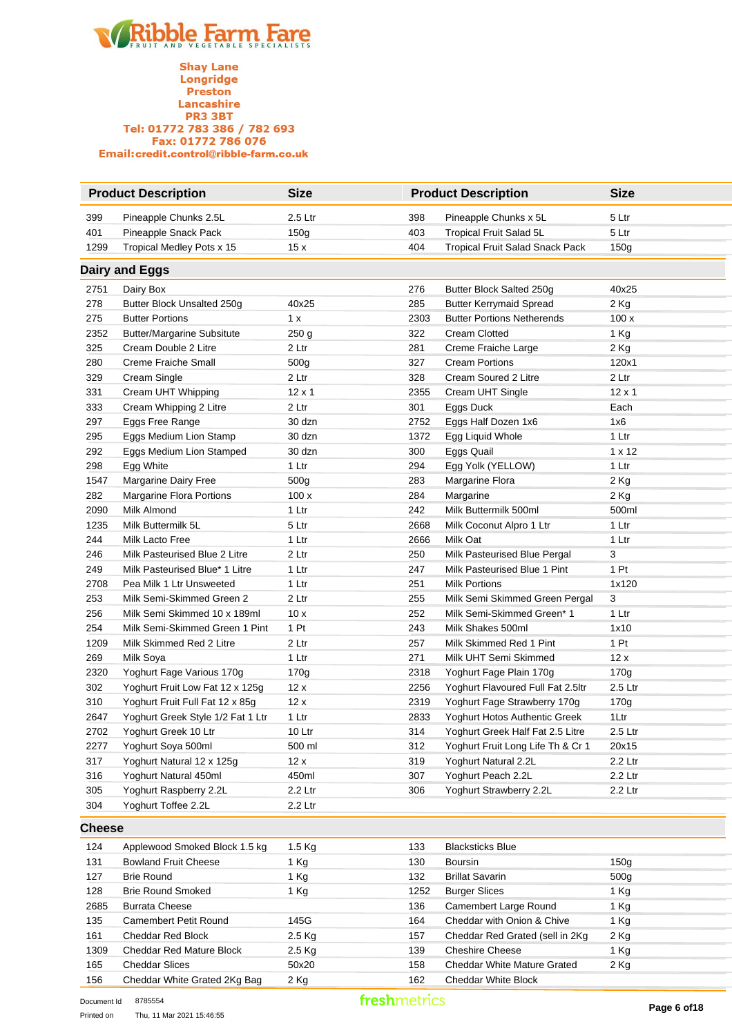# Ribble Farm Fare

FRUIT AND VEGETABLE SPECIALISTS

**Shay Lane**
**Longridge**
**Preston**
**Lancashire**
**PR3 3BT**
**Tel: 01772 783 386 / 782 693**
**Fax: 01772 786 076**
**Email:credit.control@ribble-farm.co.uk**

| | Product Description | Size | | Product Description | Size |
|---|---|---|---|---|---|
| 399 | Pineapple Chunks 2.5L | 2.5 Ltr | 398 | Pineapple Chunks x 5L | 5 Ltr |
| 401 | Pineapple Snack Pack | 150g | 403 | Tropical Fruit Salad 5L | 5 Ltr |
| 1299 | Tropical Medley Pots x 15 | 15 x | 404 | Tropical Fruit Salad Snack Pack | 150g |

## Dairy and Eggs

| | Product Description | Size | | Product Description | Size |
|---|---|---|---|---|---|
| 2751 | Dairy Box | | 276 | Butter Block Salted 250g | 40x25 |
| 278 | Butter Block Unsalted 250g | 40x25 | 285 | Butter Kerrymaid Spread | 2 Kg |
| 275 | Butter Portions | 1 x | 2303 | Butter Portions Netherends | 100 x |
| 2352 | Butter/Margarine Subsitute | 250 g | 322 | Cream Clotted | 1 Kg |
| 325 | Cream Double 2 Litre | 2 Ltr | 281 | Creme Fraiche Large | 2 Kg |
| 280 | Creme Fraiche Small | 500g | 327 | Cream Portions | 120x1 |
| 329 | Cream Single | 2 Ltr | 328 | Cream Soured 2 Litre | 2 Ltr |
| 331 | Cream UHT Whipping | 12 x 1 | 2355 | Cream UHT Single | 12 x 1 |
| 333 | Cream Whipping 2 Litre | 2 Ltr | 301 | Eggs Duck | Each |
| 297 | Eggs Free Range | 30 dzn | 2752 | Eggs Half Dozen 1x6 | 1x6 |
| 295 | Eggs Medium Lion Stamp | 30 dzn | 1372 | Egg Liquid Whole | 1 Ltr |
| 292 | Eggs Medium Lion Stamped | 30 dzn | 300 | Eggs Quail | 1 x 12 |
| 298 | Egg White | 1 Ltr | 294 | Egg Yolk (YELLOW) | 1 Ltr |
| 1547 | Margarine Dairy Free | 500g | 283 | Margarine Flora | 2 Kg |
| 282 | Margarine Flora Portions | 100 x | 284 | Margarine | 2 Kg |
| 2090 | Milk Almond | 1 Ltr | 242 | Milk Buttermilk 500ml | 500ml |
| 1235 | Milk Buttermilk 5L | 5 Ltr | 2668 | Milk Coconut Alpro 1 Ltr | 1 Ltr |
| 244 | Milk Lacto Free | 1 Ltr | 2666 | Milk Oat | 1 Ltr |
| 246 | Milk Pasteurised Blue 2 Litre | 2 Ltr | 250 | Milk Pasteurised Blue Pergal | 3 |
| 249 | Milk Pasteurised Blue* 1 Litre | 1 Ltr | 247 | Milk Pasteurised Blue 1 Pint | 1 Pt |
| 2708 | Pea Milk 1 Ltr Unsweeted | 1 Ltr | 251 | Milk Portions | 1x120 |
| 253 | Milk Semi-Skimmed Green 2 | 2 Ltr | 255 | Milk Semi Skimmed Green Pergal | 3 |
| 256 | Milk Semi Skimmed 10 x 189ml | 10 x | 252 | Milk Semi-Skimmed Green* 1 | 1 Ltr |
| 254 | Milk Semi-Skimmed Green 1 Pint | 1 Pt | 243 | Milk Shakes 500ml | 1x10 |
| 1209 | Milk Skimmed Red 2 Litre | 2 Ltr | 257 | Milk Skimmed Red 1 Pint | 1 Pt |
| 269 | Milk Soya | 1 Ltr | 271 | Milk UHT Semi Skimmed | 12 x |
| 2320 | Yoghurt Fage Various 170g | 170g | 2318 | Yoghurt Fage Plain 170g | 170g |
| 302 | Yoghurt Fruit Low Fat 12 x 125g | 12 x | 2256 | Yoghurt Flavoured Full Fat 2.5ltr | 2.5 Ltr |
| 310 | Yoghurt Fruit Full Fat 12 x 85g | 12 x | 2319 | Yoghurt Fage Strawberry 170g | 170g |
| 2647 | Yoghurt Greek Style 1/2 Fat 1 Ltr | 1 Ltr | 2833 | Yoghurt Hotos Authentic Greek | 1Ltr |
| 2702 | Yoghurt Greek 10 Ltr | 10 Ltr | 314 | Yoghurt Greek Half Fat 2.5 Litre | 2.5 Ltr |
| 2277 | Yoghurt Soya 500ml | 500 ml | 312 | Yoghurt Fruit Long Life Th & Cr 1 | 20x15 |
| 317 | Yoghurt Natural 12 x 125g | 12 x | 319 | Yoghurt Natural 2.2L | 2.2 Ltr |
| 316 | Yoghurt Natural 450ml | 450ml | 307 | Yoghurt Peach 2.2L | 2.2 Ltr |
| 305 | Yoghurt Raspberry 2.2L | 2.2 Ltr | 306 | Yoghurt Strawberry 2.2L | 2.2 Ltr |
| 304 | Yoghurt Toffee 2.2L | 2.2 Ltr | | | |

## Cheese

| | Product Description | Size | | Product Description | Size |
|---|---|---|---|---|---|
| 124 | Applewood Smoked Block 1.5 kg | 1.5 Kg | 133 | Blacksticks Blue | |
| 131 | Bowland Fruit Cheese | 1 Kg | 130 | Boursin | 150g |
| 127 | Brie Round | 1 Kg | 132 | Brillat Savarin | 500g |
| 128 | Brie Round Smoked | 1 Kg | 1252 | Burger Slices | 1 Kg |
| 2685 | Burrata Cheese | | 136 | Camembert Large Round | 1 Kg |
| 135 | Camembert Petit Round | 145G | 164 | Cheddar with Onion & Chive | 1 Kg |
| 161 | Cheddar Red Block | 2.5 Kg | 157 | Cheddar Red Grated (sell in 2Kg | 2 Kg |
| 1309 | Cheddar Red Mature Block | 2.5 Kg | 139 | Cheshire Cheese | 1 Kg |
| 165 | Cheddar Slices | 50x20 | 158 | Cheddar White Mature Grated | 2 Kg |
| 156 | Cheddar White Grated 2Kg Bag | 2 Kg | 162 | Cheddar White Block | |

Document Id 8785554
Printed on Thu, 11 Mar 2021 15:46:55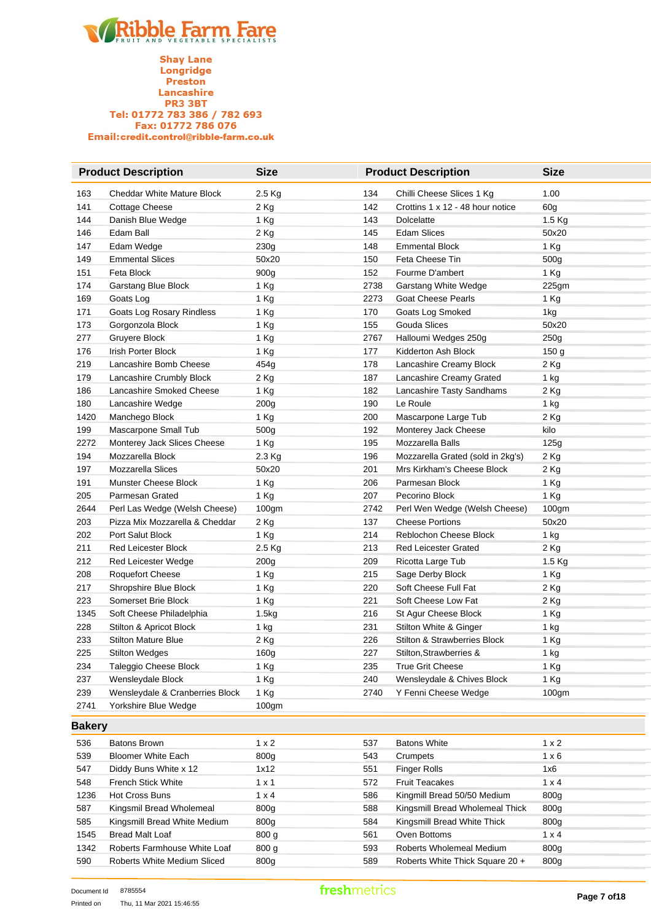# Ribble Farm Fare

FRUIT AND VEGETABLE SPECIALISTS

**Shay Lane**
**Longridge**
**Preston**
**Lancashire**
**PR3 3BT**
**Tel: 01772 783 386 / 782 693**
**Fax: 01772 786 076**
**Email:credit.control@ribble-farm.co.uk**

| | Product Description | Size | | Product Description | Size |
|---|---|---|---|---|---|
| 163 | Cheddar White Mature Block | 2.5 Kg | 134 | Chilli Cheese Slices 1 Kg | 1.00 |
| 141 | Cottage Cheese | 2 Kg | 142 | Crottins 1 x 12 - 48 hour notice | 60g |
| 144 | Danish Blue Wedge | 1 Kg | 143 | Dolcelatte | 1.5 Kg |
| 146 | Edam Ball | 2 Kg | 145 | Edam Slices | 50x20 |
| 147 | Edam Wedge | 230g | 148 | Emmental Block | 1 Kg |
| 149 | Emmental Slices | 50x20 | 150 | Feta Cheese Tin | 500g |
| 151 | Feta Block | 900g | 152 | Fourme D'ambert | 1 Kg |
| 174 | Garstang Blue Block | 1 Kg | 2738 | Garstang White Wedge | 225gm |
| 169 | Goats Log | 1 Kg | 2273 | Goat Cheese Pearls | 1 Kg |
| 171 | Goats Log Rosary Rindless | 1 Kg | 170 | Goats Log Smoked | 1kg |
| 173 | Gorgonzola Block | 1 Kg | 155 | Gouda Slices | 50x20 |
| 277 | Gruyere Block | 1 Kg | 2767 | Halloumi Wedges 250g | 250g |
| 176 | Irish Porter Block | 1 Kg | 177 | Kidderton Ash Block | 150 g |
| 219 | Lancashire Bomb Cheese | 454g | 178 | Lancashire Creamy Block | 2 Kg |
| 179 | Lancashire Crumbly Block | 2 Kg | 187 | Lancashire Creamy Grated | 1 kg |
| 186 | Lancashire Smoked Cheese | 1 Kg | 182 | Lancashire Tasty Sandhams | 2 Kg |
| 180 | Lancashire Wedge | 200g | 190 | Le Roule | 1 kg |
| 1420 | Manchego Block | 1 Kg | 200 | Mascarpone Large Tub | 2 Kg |
| 199 | Mascarpone Small Tub | 500g | 192 | Monterey Jack Cheese | kilo |
| 2272 | Monterey Jack Slices Cheese | 1 Kg | 195 | Mozzarella Balls | 125g |
| 194 | Mozzarella Block | 2.3 Kg | 196 | Mozzarella Grated (sold in 2kg's) | 2 Kg |
| 197 | Mozzarella Slices | 50x20 | 201 | Mrs Kirkham's Cheese Block | 2 Kg |
| 191 | Munster Cheese Block | 1 Kg | 206 | Parmesan Block | 1 Kg |
| 205 | Parmesan Grated | 1 Kg | 207 | Pecorino Block | 1 Kg |
| 2644 | Perl Las Wedge (Welsh Cheese) | 100gm | 2742 | Perl Wen Wedge (Welsh Cheese) | 100gm |
| 203 | Pizza Mix Mozzarella & Cheddar | 2 Kg | 137 | Cheese Portions | 50x20 |
| 202 | Port Salut Block | 1 Kg | 214 | Reblochon Cheese Block | 1 kg |
| 211 | Red Leicester Block | 2.5 Kg | 213 | Red Leicester Grated | 2 Kg |
| 212 | Red Leicester Wedge | 200g | 209 | Ricotta Large Tub | 1.5 Kg |
| 208 | Roquefort Cheese | 1 Kg | 215 | Sage Derby Block | 1 Kg |
| 217 | Shropshire Blue Block | 1 Kg | 220 | Soft Cheese Full Fat | 2 Kg |
| 223 | Somerset Brie Block | 1 Kg | 221 | Soft Cheese Low Fat | 2 Kg |
| 1345 | Soft Cheese Philadelphia | 1.5kg | 216 | St Agur Cheese Block | 1 Kg |
| 228 | Stilton & Apricot Block | 1 kg | 231 | Stilton White & Ginger | 1 kg |
| 233 | Stilton Mature Blue | 2 Kg | 226 | Stilton & Strawberries Block | 1 Kg |
| 225 | Stilton Wedges | 160g | 227 | Stilton,Strawberries & | 1 kg |
| 234 | Taleggio Cheese Block | 1 Kg | 235 | True Grit Cheese | 1 Kg |
| 237 | Wensleydale Block | 1 Kg | 240 | Wensleydale & Chives Block | 1 Kg |
| 239 | Wensleydale & Cranberries Block | 1 Kg | 2740 | Y Fenni Cheese Wedge | 100gm |
| 2741 | Yorkshire Blue Wedge | 100gm | | | |

## Bakery

| | Product Description | Size | | Product Description | Size |
|---|---|---|---|---|---|
| 536 | Batons Brown | 1 x 2 | 537 | Batons White | 1 x 2 |
| 539 | Bloomer White Each | 800g | 543 | Crumpets | 1 x 6 |
| 547 | Diddy Buns White x 12 | 1x12 | 551 | Finger Rolls | 1x6 |
| 548 | French Stick White | 1 x 1 | 572 | Fruit Teacakes | 1 x 4 |
| 1236 | Hot Cross Buns | 1 x 4 | 586 | Kingmill Bread 50/50 Medium | 800g |
| 587 | Kingsmil Bread Wholemeal | 800g | 588 | Kingsmill Bread Wholemeal Thick | 800g |
| 585 | Kingsmill Bread White Medium | 800g | 584 | Kingsmill Bread White Thick | 800g |
| 1545 | Bread Malt Loaf | 800 g | 561 | Oven Bottoms | 1 x 4 |
| 1342 | Roberts Farmhouse White Loaf | 800 g | 593 | Roberts Wholemeal Medium | 800g |
| 590 | Roberts White Medium Sliced | 800g | 589 | Roberts White Thick Square 20 + | 800g |

Document Id 8785554
Printed on Thu, 11 Mar 2021 15:46:55

freshmetrics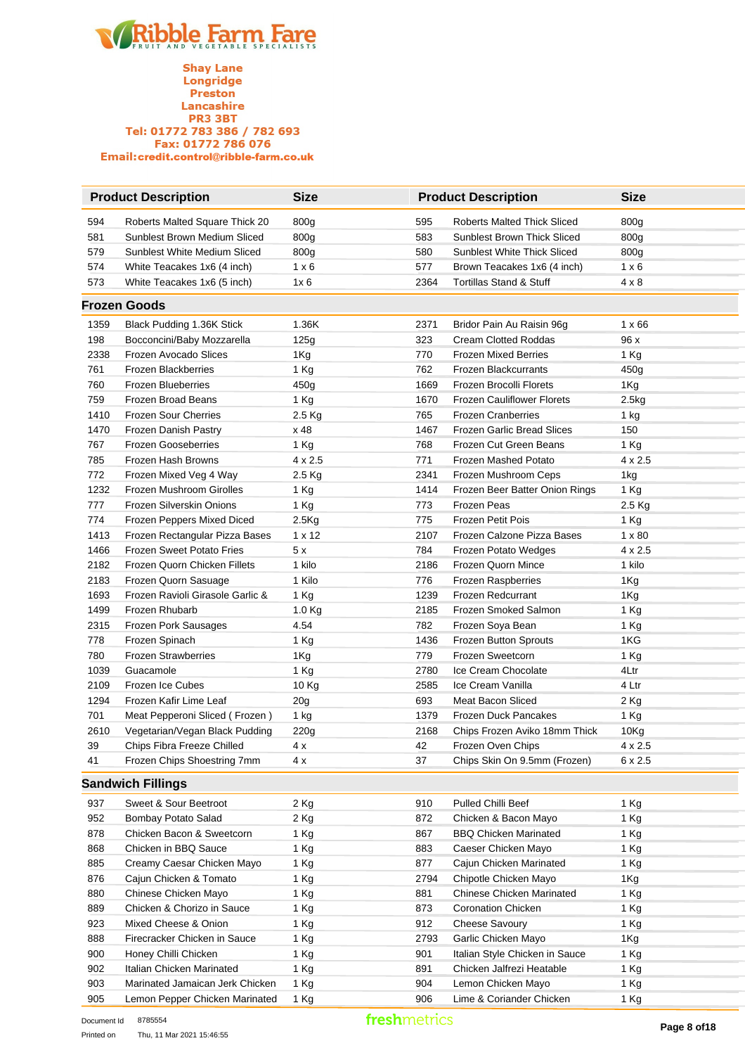# Ribble Farm Fare

FRUIT AND VEGETABLE SPECIALISTS

**Shay Lane**
**Longridge**
**Preston**
**Lancashire**
**PR3 3BT**
**Tel: 01772 783 386 / 782 693**
**Fax: 01772 786 076**
**Email:credit.control@ribble-farm.co.uk**

| | Product Description | Size | | Product Description | Size |
|---|---|---|---|---|---|
| 594 | Roberts Malted Square Thick 20 | 800g | 595 | Roberts Malted Thick Sliced | 800g |
| 581 | Sunblest Brown Medium Sliced | 800g | 583 | Sunblest Brown Thick Sliced | 800g |
| 579 | Sunblest White Medium Sliced | 800g | 580 | Sunblest White Thick Sliced | 800g |
| 574 | White Teacakes 1x6 (4 inch) | 1 x 6 | 577 | Brown Teacakes 1x6 (4 inch) | 1 x 6 |
| 573 | White Teacakes 1x6 (5 inch) | 1x 6 | 2364 | Tortillas Stand & Stuff | 4 x 8 |

## Frozen Goods

| | Product Description | Size | | Product Description | Size |
|---|---|---|---|---|---|
| 1359 | Black Pudding 1.36K Stick | 1.36K | 2371 | Bridor Pain Au Raisin 96g | 1 x 66 |
| 198 | Bocconcini/Baby Mozzarella | 125g | 323 | Cream Clotted Roddas | 96 x |
| 2338 | Frozen Avocado Slices | 1Kg | 770 | Frozen Mixed Berries | 1 Kg |
| 761 | Frozen Blackberries | 1 Kg | 762 | Frozen Blackcurrants | 450g |
| 760 | Frozen Blueberries | 450g | 1669 | Frozen Brocolli Florets | 1Kg |
| 759 | Frozen Broad Beans | 1 Kg | 1670 | Frozen Cauliflower Florets | 2.5kg |
| 1410 | Frozen Sour Cherries | 2.5 Kg | 765 | Frozen Cranberries | 1 kg |
| 1470 | Frozen Danish Pastry | x 48 | 1467 | Frozen Garlic Bread Slices | 150 |
| 767 | Frozen Gooseberries | 1 Kg | 768 | Frozen Cut Green Beans | 1 Kg |
| 785 | Frozen Hash Browns | 4 x 2.5 | 771 | Frozen Mashed Potato | 4 x 2.5 |
| 772 | Frozen Mixed Veg 4 Way | 2.5 Kg | 2341 | Frozen Mushroom Ceps | 1kg |
| 1232 | Frozen Mushroom Girolles | 1 Kg | 1414 | Frozen Beer Batter Onion Rings | 1 Kg |
| 777 | Frozen Silverskin Onions | 1 Kg | 773 | Frozen Peas | 2.5 Kg |
| 774 | Frozen Peppers Mixed Diced | 2.5Kg | 775 | Frozen Petit Pois | 1 Kg |
| 1413 | Frozen Rectangular Pizza Bases | 1 x 12 | 2107 | Frozen Calzone Pizza Bases | 1 x 80 |
| 1466 | Frozen Sweet Potato Fries | 5 x | 784 | Frozen Potato Wedges | 4 x 2.5 |
| 2182 | Frozen Quorn Chicken Fillets | 1 kilo | 2186 | Frozen Quorn Mince | 1 kilo |
| 2183 | Frozen Quorn Sasuage | 1 Kilo | 776 | Frozen Raspberries | 1Kg |
| 1693 | Frozen Ravioli Girasole Garlic & | 1 Kg | 1239 | Frozen Redcurrant | 1Kg |
| 1499 | Frozen Rhubarb | 1.0 Kg | 2185 | Frozen Smoked Salmon | 1 Kg |
| 2315 | Frozen Pork Sausages | 4.54 | 782 | Frozen Soya Bean | 1 Kg |
| 778 | Frozen Spinach | 1 Kg | 1436 | Frozen Button Sprouts | 1KG |
| 780 | Frozen Strawberries | 1Kg | 779 | Frozen Sweetcorn | 1 Kg |
| 1039 | Guacamole | 1 Kg | 2780 | Ice Cream Chocolate | 4Ltr |
| 2109 | Frozen Ice Cubes | 10 Kg | 2585 | Ice Cream Vanilla | 4 Ltr |
| 1294 | Frozen Kafir Lime Leaf | 20g | 693 | Meat Bacon Sliced | 2 Kg |
| 701 | Meat Pepperoni Sliced ( Frozen ) | 1 kg | 1379 | Frozen Duck Pancakes | 1 Kg |
| 2610 | Vegetarian/Vegan Black Pudding | 220g | 2168 | Chips Frozen Aviko 18mm Thick | 10Kg |
| 39 | Chips Fibra Freeze Chilled | 4 x | 42 | Frozen Oven Chips | 4 x 2.5 |
| 41 | Frozen Chips Shoestring 7mm | 4 x | 37 | Chips Skin On 9.5mm (Frozen) | 6 x 2.5 |

## Sandwich Fillings

| | Product Description | Size | | Product Description | Size |
|---|---|---|---|---|---|
| 937 | Sweet & Sour Beetroot | 2 Kg | 910 | Pulled Chilli Beef | 1 Kg |
| 952 | Bombay Potato Salad | 2 Kg | 872 | Chicken & Bacon Mayo | 1 Kg |
| 878 | Chicken Bacon & Sweetcorn | 1 Kg | 867 | BBQ Chicken Marinated | 1 Kg |
| 868 | Chicken in BBQ Sauce | 1 Kg | 883 | Caeser Chicken Mayo | 1 Kg |
| 885 | Creamy Caesar Chicken Mayo | 1 Kg | 877 | Cajun Chicken Marinated | 1 Kg |
| 876 | Cajun Chicken & Tomato | 1 Kg | 2794 | Chipotle Chicken Mayo | 1Kg |
| 880 | Chinese Chicken Mayo | 1 Kg | 881 | Chinese Chicken Marinated | 1 Kg |
| 889 | Chicken & Chorizo in Sauce | 1 Kg | 873 | Coronation Chicken | 1 Kg |
| 923 | Mixed Cheese & Onion | 1 Kg | 912 | Cheese Savoury | 1 Kg |
| 888 | Firecracker Chicken in Sauce | 1 Kg | 2793 | Garlic Chicken Mayo | 1Kg |
| 900 | Honey Chilli Chicken | 1 Kg | 901 | Italian Style Chicken in Sauce | 1 Kg |
| 902 | Italian Chicken Marinated | 1 Kg | 891 | Chicken Jalfrezi Heatable | 1 Kg |
| 903 | Marinated Jamaican Jerk Chicken | 1 Kg | 904 | Lemon Chicken Mayo | 1 Kg |
| 905 | Lemon Pepper Chicken Marinated | 1 Kg | 906 | Lime & Coriander Chicken | 1 Kg |

Document Id 8785554
Printed on Thu, 11 Mar 2021 15:46:55

freshmetrics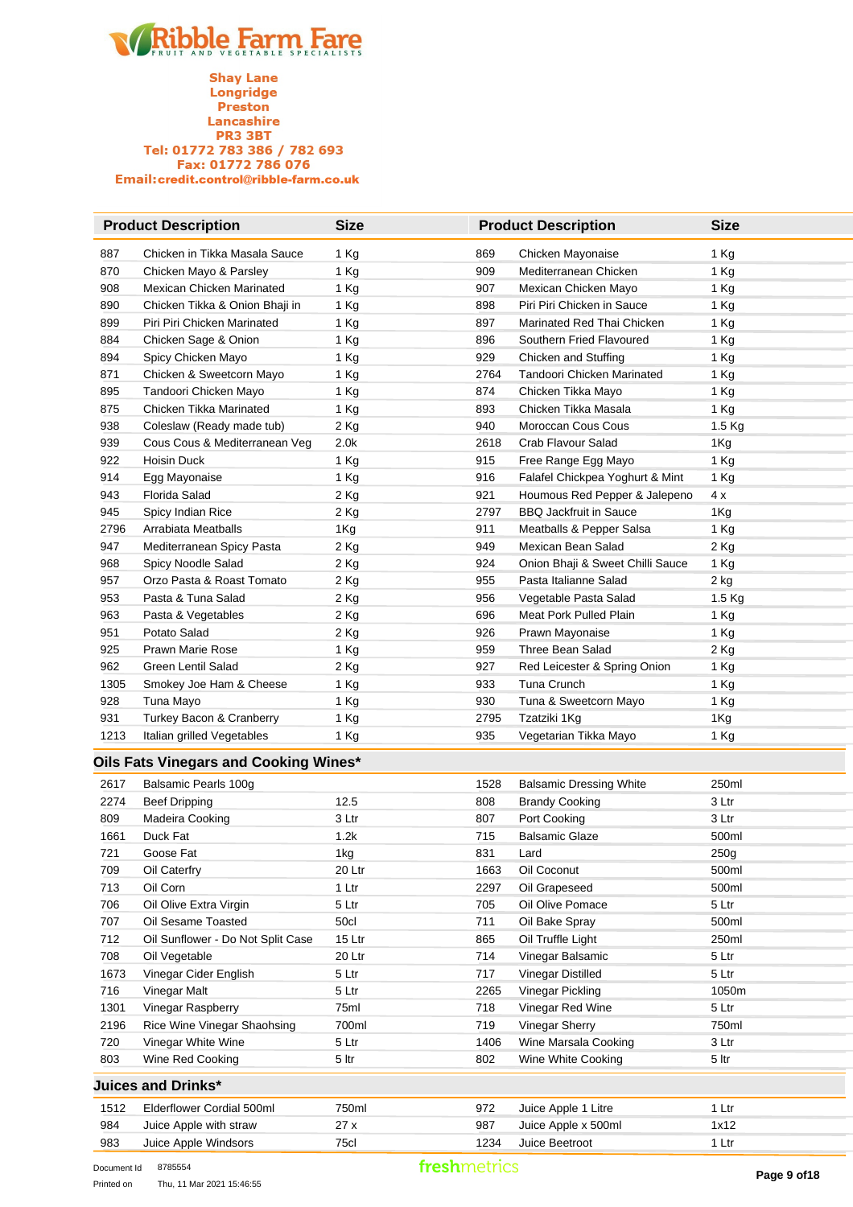**Ribble Farm Fare**
FRUIT AND VEGETABLE SPECIALISTS

**Shay Lane**
**Longridge**
**Preston**
**Lancashire**
**PR3 3BT**
**Tel: 01772 783 386 / 782 693**
**Fax: 01772 786 076**
**Email:credit.control@ribble-farm.co.uk**

| | Product Description | Size | | Product Description | Size |
|---|---|---|---|---|---|
| 887 | Chicken in Tikka Masala Sauce | 1 Kg | 869 | Chicken Mayonaise | 1 Kg |
| 870 | Chicken Mayo & Parsley | 1 Kg | 909 | Mediterranean Chicken | 1 Kg |
| 908 | Mexican Chicken Marinated | 1 Kg | 907 | Mexican Chicken Mayo | 1 Kg |
| 890 | Chicken Tikka & Onion Bhaji in | 1 Kg | 898 | Piri Piri Chicken in Sauce | 1 Kg |
| 899 | Piri Piri Chicken Marinated | 1 Kg | 897 | Marinated Red Thai Chicken | 1 Kg |
| 884 | Chicken Sage & Onion | 1 Kg | 896 | Southern Fried Flavoured | 1 Kg |
| 894 | Spicy Chicken Mayo | 1 Kg | 929 | Chicken and Stuffing | 1 Kg |
| 871 | Chicken & Sweetcorn Mayo | 1 Kg | 2764 | Tandoori Chicken Marinated | 1 Kg |
| 895 | Tandoori Chicken Mayo | 1 Kg | 874 | Chicken Tikka Mayo | 1 Kg |
| 875 | Chicken Tikka Marinated | 1 Kg | 893 | Chicken Tikka Masala | 1 Kg |
| 938 | Coleslaw (Ready made tub) | 2 Kg | 940 | Moroccan Cous Cous | 1.5 Kg |
| 939 | Cous Cous & Mediterranean Veg | 2.0k | 2618 | Crab Flavour Salad | 1Kg |
| 922 | Hoisin Duck | 1 Kg | 915 | Free Range Egg Mayo | 1 Kg |
| 914 | Egg Mayonaise | 1 Kg | 916 | Falafel Chickpea Yoghurt & Mint | 1 Kg |
| 943 | Florida Salad | 2 Kg | 921 | Houmous Red Pepper & Jalepeno | 4 x |
| 945 | Spicy Indian Rice | 2 Kg | 2797 | BBQ Jackfruit in Sauce | 1Kg |
| 2796 | Arrabiata Meatballs | 1Kg | 911 | Meatballs & Pepper Salsa | 1 Kg |
| 947 | Mediterranean Spicy Pasta | 2 Kg | 949 | Mexican Bean Salad | 2 Kg |
| 968 | Spicy Noodle Salad | 2 Kg | 924 | Onion Bhaji & Sweet Chilli Sauce | 1 Kg |
| 957 | Orzo Pasta & Roast Tomato | 2 Kg | 955 | Pasta Italianne Salad | 2 kg |
| 953 | Pasta & Tuna Salad | 2 Kg | 956 | Vegetable Pasta Salad | 1.5 Kg |
| 963 | Pasta & Vegetables | 2 Kg | 696 | Meat Pork Pulled Plain | 1 Kg |
| 951 | Potato Salad | 2 Kg | 926 | Prawn Mayonaise | 1 Kg |
| 925 | Prawn Marie Rose | 1 Kg | 959 | Three Bean Salad | 2 Kg |
| 962 | Green Lentil Salad | 2 Kg | 927 | Red Leicester & Spring Onion | 1 Kg |
| 1305 | Smokey Joe Ham & Cheese | 1 Kg | 933 | Tuna Crunch | 1 Kg |
| 928 | Tuna Mayo | 1 Kg | 930 | Tuna & Sweetcorn Mayo | 1 Kg |
| 931 | Turkey Bacon & Cranberry | 1 Kg | 2795 | Tzatziki 1Kg | 1Kg |
| 1213 | Italian grilled Vegetables | 1 Kg | 935 | Vegetarian Tikka Mayo | 1 Kg |

## Oils Fats Vinegars and Cooking Wines*

| | Product Description | Size | | Product Description | Size |
|---|---|---|---|---|---|
| 2617 | Balsamic Pearls 100g | | 1528 | Balsamic Dressing White | 250ml |
| 2274 | Beef Dripping | 12.5 | 808 | Brandy Cooking | 3 Ltr |
| 809 | Madeira Cooking | 3 Ltr | 807 | Port Cooking | 3 Ltr |
| 1661 | Duck Fat | 1.2k | 715 | Balsamic Glaze | 500ml |
| 721 | Goose Fat | 1kg | 831 | Lard | 250g |
| 709 | Oil Caterfry | 20 Ltr | 1663 | Oil Coconut | 500ml |
| 713 | Oil Corn | 1 Ltr | 2297 | Oil Grapeseed | 500ml |
| 706 | Oil Olive Extra Virgin | 5 Ltr | 705 | Oil Olive Pomace | 5 Ltr |
| 707 | Oil Sesame Toasted | 50cl | 711 | Oil Bake Spray | 500ml |
| 712 | Oil Sunflower - Do Not Split Case | 15 Ltr | 865 | Oil Truffle Light | 250ml |
| 708 | Oil Vegetable | 20 Ltr | 714 | Vinegar Balsamic | 5 Ltr |
| 1673 | Vinegar Cider English | 5 Ltr | 717 | Vinegar Distilled | 5 Ltr |
| 716 | Vinegar Malt | 5 Ltr | 2265 | Vinegar Pickling | 1050m |
| 1301 | Vinegar Raspberry | 75ml | 718 | Vinegar Red Wine | 5 Ltr |
| 2196 | Rice Wine Vinegar Shaohsing | 700ml | 719 | Vinegar Sherry | 750ml |
| 720 | Vinegar White Wine | 5 Ltr | 1406 | Wine Marsala Cooking | 3 Ltr |
| 803 | Wine Red Cooking | 5 ltr | 802 | Wine White Cooking | 5 ltr |

## Juices and Drinks*

| | Product Description | Size | | Product Description | Size |
|---|---|---|---|---|---|
| 1512 | Elderflower Cordial 500ml | 750ml | 972 | Juice Apple 1 Litre | 1 Ltr |
| 984 | Juice Apple with straw | 27 x | 987 | Juice Apple x 500ml | 1x12 |
| 983 | Juice Apple Windsors | 75cl | 1234 | Juice Beetroot | 1 Ltr |

Document Id 8785554
Printed on Thu, 11 Mar 2021 15:46:55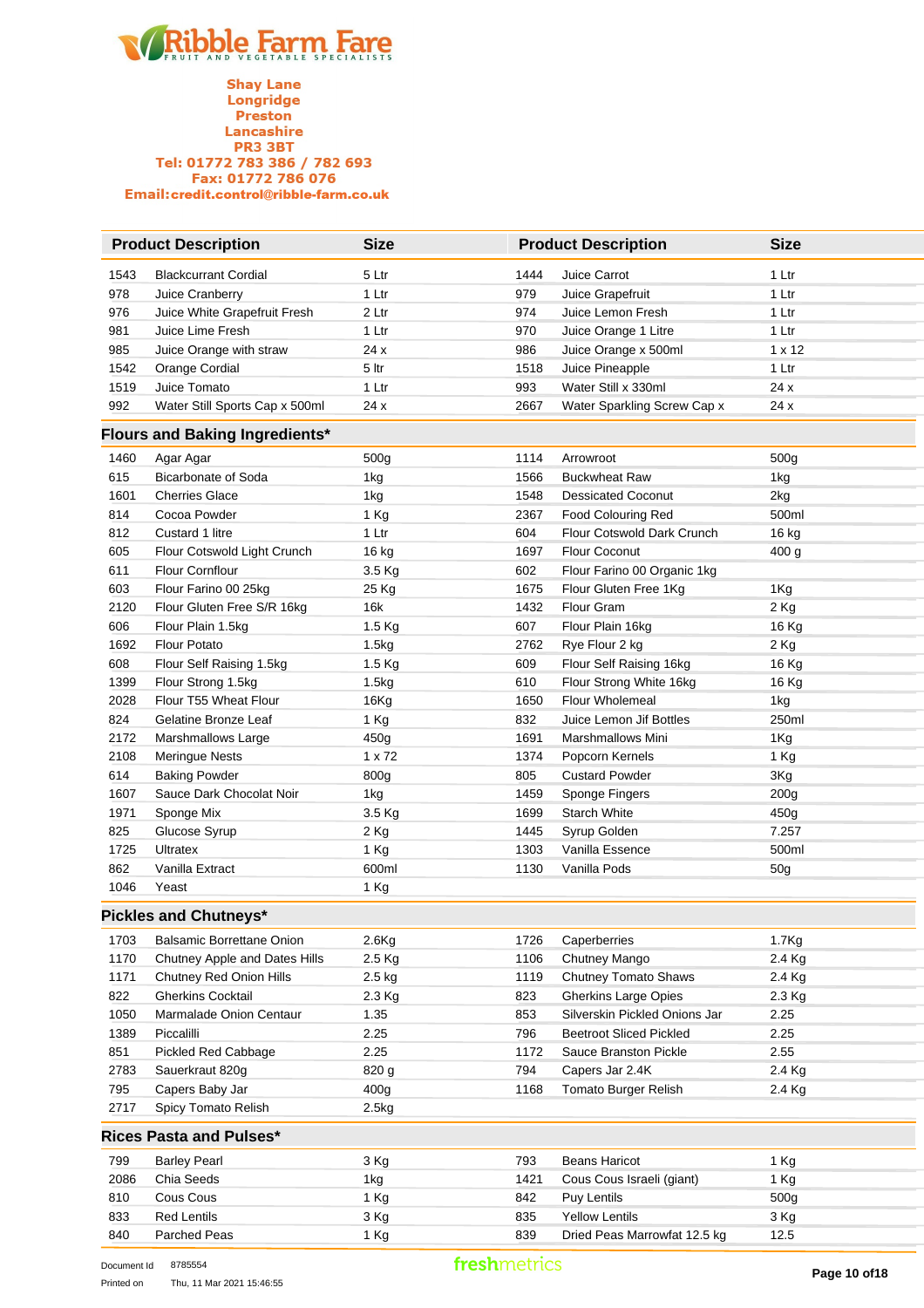**Ribble Farm Fare**
FRUIT AND VEGETABLE SPECIALISTS

Shay Lane
Longridge
Preston
Lancashire
PR3 3BT
Tel: 01772 783 386 / 782 693
Fax: 01772 786 076
Email:credit.control@ribble-farm.co.uk

| | Product Description | Size | | Product Description | Size |
|---|---|---|---|---|---|
| 1543 | Blackcurrant Cordial | 5 Ltr | 1444 | Juice Carrot | 1 Ltr |
| 978 | Juice Cranberry | 1 Ltr | 979 | Juice Grapefruit | 1 Ltr |
| 976 | Juice White Grapefruit Fresh | 2 Ltr | 974 | Juice Lemon Fresh | 1 Ltr |
| 981 | Juice Lime Fresh | 1 Ltr | 970 | Juice Orange 1 Litre | 1 Ltr |
| 985 | Juice Orange with straw | 24 x | 986 | Juice Orange x 500ml | 1 x 12 |
| 1542 | Orange Cordial | 5 ltr | 1518 | Juice Pineapple | 1 Ltr |
| 1519 | Juice Tomato | 1 Ltr | 993 | Water Still x 330ml | 24 x |
| 992 | Water Still Sports Cap x 500ml | 24 x | 2667 | Water Sparkling Screw Cap x | 24 x |

## Flours and Baking Ingredients*

| | Product Description | Size | | Product Description | Size |
|---|---|---|---|---|---|
| 1460 | Agar Agar | 500g | 1114 | Arrowroot | 500g |
| 615 | Bicarbonate of Soda | 1kg | 1566 | Buckwheat Raw | 1kg |
| 1601 | Cherries Glace | 1kg | 1548 | Dessicated Coconut | 2kg |
| 814 | Cocoa Powder | 1 Kg | 2367 | Food Colouring Red | 500ml |
| 812 | Custard 1 litre | 1 Ltr | 604 | Flour Cotswold Dark Crunch | 16 kg |
| 605 | Flour Cotswold Light Crunch | 16 kg | 1697 | Flour Coconut | 400 g |
| 611 | Flour Cornflour | 3.5 Kg | 602 | Flour Farino 00 Organic 1kg | |
| 603 | Flour Farino 00 25kg | 25 Kg | 1675 | Flour Gluten Free 1Kg | 1Kg |
| 2120 | Flour Gluten Free S/R 16kg | 16k | 1432 | Flour Gram | 2 Kg |
| 606 | Flour Plain 1.5kg | 1.5 Kg | 607 | Flour Plain 16kg | 16 Kg |
| 1692 | Flour Potato | 1.5kg | 2762 | Rye Flour 2 kg | 2 Kg |
| 608 | Flour Self Raising 1.5kg | 1.5 Kg | 609 | Flour Self Raising 16kg | 16 Kg |
| 1399 | Flour Strong 1.5kg | 1.5kg | 610 | Flour Strong White 16kg | 16 Kg |
| 2028 | Flour T55 Wheat Flour | 16Kg | 1650 | Flour Wholemeal | 1kg |
| 824 | Gelatine Bronze Leaf | 1 Kg | 832 | Juice Lemon Jif Bottles | 250ml |
| 2172 | Marshmallows Large | 450g | 1691 | Marshmallows Mini | 1Kg |
| 2108 | Meringue Nests | 1 x 72 | 1374 | Popcorn Kernels | 1 Kg |
| 614 | Baking Powder | 800g | 805 | Custard Powder | 3Kg |
| 1607 | Sauce Dark Chocolat Noir | 1kg | 1459 | Sponge Fingers | 200g |
| 1971 | Sponge Mix | 3.5 Kg | 1699 | Starch White | 450g |
| 825 | Glucose Syrup | 2 Kg | 1445 | Syrup Golden | 7.257 |
| 1725 | Ultratex | 1 Kg | 1303 | Vanilla Essence | 500ml |
| 862 | Vanilla Extract | 600ml | 1130 | Vanilla Pods | 50g |
| 1046 | Yeast | 1 Kg | | | |

## Pickles and Chutneys*

| | Product Description | Size | | Product Description | Size |
|---|---|---|---|---|---|
| 1703 | Balsamic Borrettane Onion | 2.6Kg | 1726 | Caperberries | 1.7Kg |
| 1170 | Chutney Apple and Dates Hills | 2.5 Kg | 1106 | Chutney Mango | 2.4 Kg |
| 1171 | Chutney Red Onion Hills | 2.5 kg | 1119 | Chutney Tomato Shaws | 2.4 Kg |
| 822 | Gherkins Cocktail | 2.3 Kg | 823 | Gherkins Large Opies | 2.3 Kg |
| 1050 | Marmalade Onion Centaur | 1.35 | 853 | Silverskin Pickled Onions Jar | 2.25 |
| 1389 | Piccalilli | 2.25 | 796 | Beetroot Sliced Pickled | 2.25 |
| 851 | Pickled Red Cabbage | 2.25 | 1172 | Sauce Branston Pickle | 2.55 |
| 2783 | Sauerkraut 820g | 820 g | 794 | Capers Jar 2.4K | 2.4 Kg |
| 795 | Capers Baby Jar | 400g | 1168 | Tomato Burger Relish | 2.4 Kg |
| 2717 | Spicy Tomato Relish | 2.5kg | | | |

## Rices Pasta and Pulses*

| | Product Description | Size | | Product Description | Size |
|---|---|---|---|---|---|
| 799 | Barley Pearl | 3 Kg | 793 | Beans Haricot | 1 Kg |
| 2086 | Chia Seeds | 1kg | 1421 | Cous Cous Israeli (giant) | 1 Kg |
| 810 | Cous Cous | 1 Kg | 842 | Puy Lentils | 500g |
| 833 | Red Lentils | 3 Kg | 835 | Yellow Lentils | 3 Kg |
| 840 | Parched Peas | 1 Kg | 839 | Dried Peas Marrowfat 12.5 kg | 12.5 |

Document Id 8785554
Printed on Thu, 11 Mar 2021 15:46:55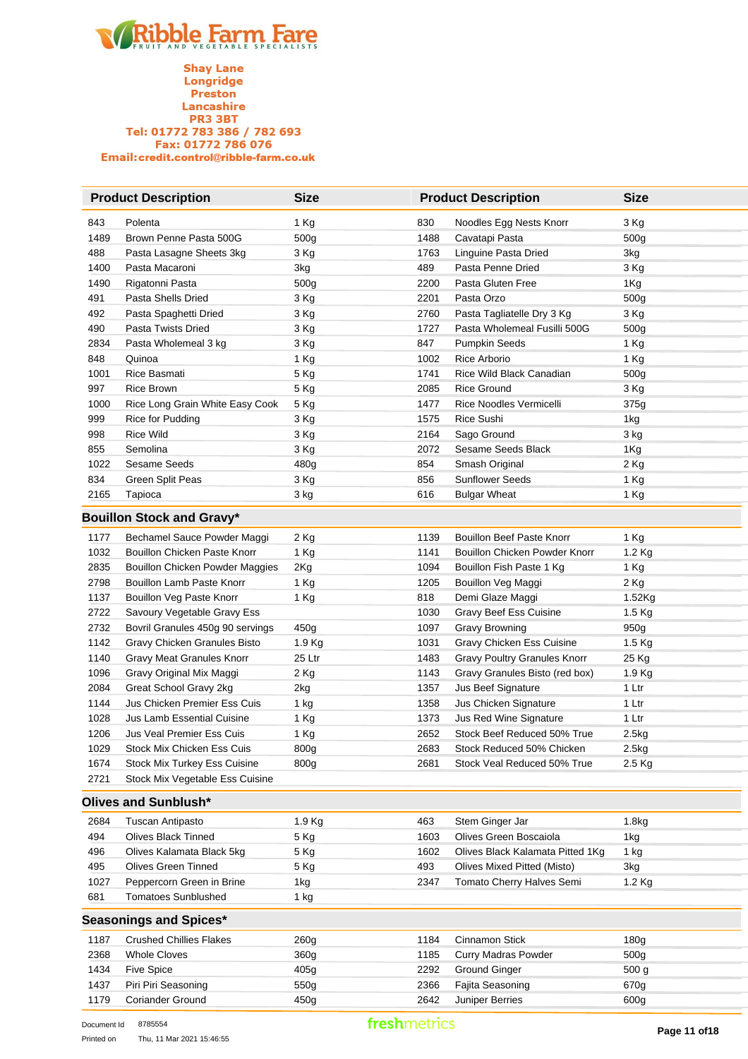# Ribble Farm Fare

FRUIT AND VEGETABLE SPECIALISTS

**Shay Lane**
**Longridge**
**Preston**
**Lancashire**
**PR3 3BT**
**Tel: 01772 783 386 / 782 693**
**Fax: 01772 786 076**
**Email:credit.control@ribble-farm.co.uk**

| | Product Description | Size | | Product Description | Size |
|---|---|---|---|---|---|
| 843 | Polenta | 1 Kg | 830 | Noodles Egg Nests Knorr | 3 Kg |
| 1489 | Brown Penne Pasta 500G | 500g | 1488 | Cavatapi Pasta | 500g |
| 488 | Pasta Lasagne Sheets 3kg | 3 Kg | 1763 | Linguine Pasta Dried | 3kg |
| 1400 | Pasta Macaroni | 3kg | 489 | Pasta Penne Dried | 3 Kg |
| 1490 | Rigatonni Pasta | 500g | 2200 | Pasta Gluten Free | 1Kg |
| 491 | Pasta Shells Dried | 3 Kg | 2201 | Pasta Orzo | 500g |
| 492 | Pasta Spaghetti Dried | 3 Kg | 2760 | Pasta Tagliatelle Dry 3 Kg | 3 Kg |
| 490 | Pasta Twists Dried | 3 Kg | 1727 | Pasta Wholemeal Fusilli 500G | 500g |
| 2834 | Pasta Wholemeal 3 kg | 3 Kg | 847 | Pumpkin Seeds | 1 Kg |
| 848 | Quinoa | 1 Kg | 1002 | Rice Arborio | 1 Kg |
| 1001 | Rice Basmati | 5 Kg | 1741 | Rice Wild Black Canadian | 500g |
| 997 | Rice Brown | 5 Kg | 2085 | Rice Ground | 3 Kg |
| 1000 | Rice Long Grain White Easy Cook | 5 Kg | 1477 | Rice Noodles Vermicelli | 375g |
| 999 | Rice for Pudding | 3 Kg | 1575 | Rice Sushi | 1kg |
| 998 | Rice Wild | 3 Kg | 2164 | Sago Ground | 3 kg |
| 855 | Semolina | 3 Kg | 2072 | Sesame Seeds Black | 1Kg |
| 1022 | Sesame Seeds | 480g | 854 | Smash Original | 2 Kg |
| 834 | Green Split Peas | 3 Kg | 856 | Sunflower Seeds | 1 Kg |
| 2165 | Tapioca | 3 kg | 616 | Bulgar Wheat | 1 Kg |

## Bouillon Stock and Gravy*

| | Product Description | Size | | Product Description | Size |
|---|---|---|---|---|---|
| 1177 | Bechamel Sauce Powder Maggi | 2 Kg | 1139 | Bouillon Beef Paste Knorr | 1 Kg |
| 1032 | Bouillon Chicken Paste Knorr | 1 Kg | 1141 | Bouillon Chicken Powder Knorr | 1.2 Kg |
| 2835 | Bouillon Chicken Powder Maggies | 2Kg | 1094 | Bouillon Fish Paste 1 Kg | 1 Kg |
| 2798 | Bouillon Lamb Paste Knorr | 1 Kg | 1205 | Bouillon Veg Maggi | 2 Kg |
| 1137 | Bouillon Veg Paste Knorr | 1 Kg | 818 | Demi Glaze Maggi | 1.52Kg |
| 2722 | Savoury Vegetable Gravy Ess | | 1030 | Gravy Beef Ess Cuisine | 1.5 Kg |
| 2732 | Bovril Granules 450g 90 servings | 450g | 1097 | Gravy Browning | 950g |
| 1142 | Gravy Chicken Granules Bisto | 1.9 Kg | 1031 | Gravy Chicken Ess Cuisine | 1.5 Kg |
| 1140 | Gravy Meat Granules Knorr | 25 Ltr | 1483 | Gravy Poultry Granules Knorr | 25 Kg |
| 1096 | Gravy Original Mix Maggi | 2 Kg | 1143 | Gravy Granules Bisto (red box) | 1.9 Kg |
| 2084 | Great School Gravy 2kg | 2kg | 1357 | Jus Beef Signature | 1 Ltr |
| 1144 | Jus Chicken Premier Ess Cuis | 1 kg | 1358 | Jus Chicken Signature | 1 Ltr |
| 1028 | Jus Lamb Essential Cuisine | 1 Kg | 1373 | Jus Red Wine Signature | 1 Ltr |
| 1206 | Jus Veal Premier Ess Cuis | 1 Kg | 2652 | Stock Beef Reduced 50% True | 2.5kg |
| 1029 | Stock Mix Chicken Ess Cuis | 800g | 2683 | Stock Reduced 50% Chicken | 2.5kg |
| 1674 | Stock Mix Turkey Ess Cuisine | 800g | 2681 | Stock Veal Reduced 50% True | 2.5 Kg |
| 2721 | Stock Mix Vegetable Ess Cuisine | | | | |

## Olives and Sunblush*

| | Product Description | Size | | Product Description | Size |
|---|---|---|---|---|---|
| 2684 | Tuscan Antipasto | 1.9 Kg | 463 | Stem Ginger Jar | 1.8kg |
| 494 | Olives Black Tinned | 5 Kg | 1603 | Olives Green Boscaiola | 1kg |
| 496 | Olives Kalamata Black 5kg | 5 Kg | 1602 | Olives Black Kalamata Pitted 1Kg | 1 kg |
| 495 | Olives Green Tinned | 5 Kg | 493 | Olives Mixed Pitted (Misto) | 3kg |
| 1027 | Peppercorn Green in Brine | 1kg | 2347 | Tomato Cherry Halves Semi | 1.2 Kg |
| 681 | Tomatoes Sunblushed | 1 kg | | | |

## Seasonings and Spices*

| | Product Description | Size | | Product Description | Size |
|---|---|---|---|---|---|
| 1187 | Crushed Chillies Flakes | 260g | 1184 | Cinnamon Stick | 180g |
| 2368 | Whole Cloves | 360g | 1185 | Curry Madras Powder | 500g |
| 1434 | Five Spice | 405g | 2292 | Ground Ginger | 500 g |
| 1437 | Piri Piri Seasoning | 550g | 2366 | Fajita Seasoning | 670g |
| 1179 | Coriander Ground | 450g | 2642 | Juniper Berries | 600g |

Document Id 8785554
Printed on Thu, 11 Mar 2021 15:46:55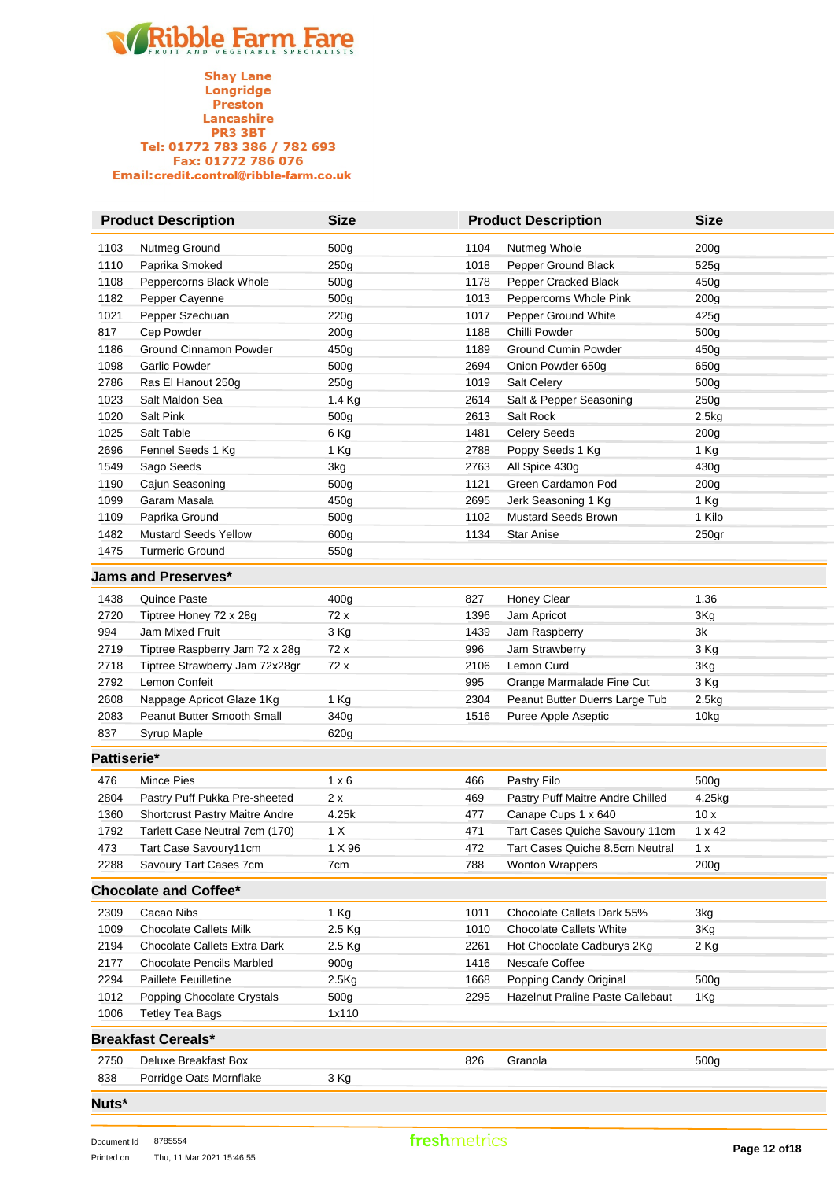**Ribble Farm Fare**
FRUIT AND VEGETABLE SPECIALISTS

Shay Lane
Longridge
Preston
Lancashire
PR3 3BT
Tel: 01772 783 386 / 782 693
Fax: 01772 786 076
Email:credit.control@ribble-farm.co.uk

| | Product Description | Size | | Product Description | Size |
|---|---|---|---|---|---|
| 1103 | Nutmeg Ground | 500g | 1104 | Nutmeg Whole | 200g |
| 1110 | Paprika Smoked | 250g | 1018 | Pepper Ground Black | 525g |
| 1108 | Peppercorns Black Whole | 500g | 1178 | Pepper Cracked Black | 450g |
| 1182 | Pepper Cayenne | 500g | 1013 | Peppercorns Whole Pink | 200g |
| 1021 | Pepper Szechuan | 220g | 1017 | Pepper Ground White | 425g |
| 817 | Cep Powder | 200g | 1188 | Chilli Powder | 500g |
| 1186 | Ground Cinnamon Powder | 450g | 1189 | Ground Cumin Powder | 450g |
| 1098 | Garlic Powder | 500g | 2694 | Onion Powder 650g | 650g |
| 2786 | Ras El Hanout 250g | 250g | 1019 | Salt Celery | 500g |
| 1023 | Salt Maldon Sea | 1.4 Kg | 2614 | Salt & Pepper Seasoning | 250g |
| 1020 | Salt Pink | 500g | 2613 | Salt Rock | 2.5kg |
| 1025 | Salt Table | 6 Kg | 1481 | Celery Seeds | 200g |
| 2696 | Fennel Seeds 1 Kg | 1 Kg | 2788 | Poppy Seeds 1 Kg | 1 Kg |
| 1549 | Sago Seeds | 3kg | 2763 | All Spice 430g | 430g |
| 1190 | Cajun Seasoning | 500g | 1121 | Green Cardamon Pod | 200g |
| 1099 | Garam Masala | 450g | 2695 | Jerk Seasoning 1 Kg | 1 Kg |
| 1109 | Paprika Ground | 500g | 1102 | Mustard Seeds Brown | 1 Kilo |
| 1482 | Mustard Seeds Yellow | 600g | 1134 | Star Anise | 250gr |
| 1475 | Turmeric Ground | 550g | | | |

## Jams and Preserves*

| | | | | | |
|---|---|---|---|---|---|
| 1438 | Quince Paste | 400g | 827 | Honey Clear | 1.36 |
| 2720 | Tiptree Honey 72 x 28g | 72 x | 1396 | Jam Apricot | 3Kg |
| 994 | Jam Mixed Fruit | 3 Kg | 1439 | Jam Raspberry | 3k |
| 2719 | Tiptree Raspberry Jam 72 x 28g | 72 x | 996 | Jam Strawberry | 3 Kg |
| 2718 | Tiptree Strawberry Jam 72x28gr | 72 x | 2106 | Lemon Curd | 3Kg |
| 2792 | Lemon Confeit | | 995 | Orange Marmalade Fine Cut | 3 Kg |
| 2608 | Nappage Apricot Glaze 1Kg | 1 Kg | 2304 | Peanut Butter Duerrs Large Tub | 2.5kg |
| 2083 | Peanut Butter Smooth Small | 340g | 1516 | Puree Apple Aseptic | 10kg |
| 837 | Syrup Maple | 620g | | | |

## Pattiserie*

| | | | | | |
|---|---|---|---|---|---|
| 476 | Mince Pies | 1 x 6 | 466 | Pastry Filo | 500g |
| 2804 | Pastry Puff Pukka Pre-sheeted | 2 x | 469 | Pastry Puff Maitre Andre Chilled | 4.25kg |
| 1360 | Shortcrust Pastry Maitre Andre | 4.25k | 477 | Canape Cups 1 x 640 | 10 x |
| 1792 | Tarlett Case Neutral 7cm (170) | 1 X | 471 | Tart Cases Quiche Savoury 11cm | 1 x 42 |
| 473 | Tart Case Savoury11cm | 1 X 96 | 472 | Tart Cases Quiche 8.5cm Neutral | 1 x |
| 2288 | Savoury Tart Cases 7cm | 7cm | 788 | Wonton Wrappers | 200g |

## Chocolate and Coffee*

| | | | | | |
|---|---|---|---|---|---|
| 2309 | Cacao Nibs | 1 Kg | 1011 | Chocolate Callets Dark 55% | 3kg |
| 1009 | Chocolate Callets Milk | 2.5 Kg | 1010 | Chocolate Callets White | 3Kg |
| 2194 | Chocolate Callets Extra Dark | 2.5 Kg | 2261 | Hot Chocolate Cadburys 2Kg | 2 Kg |
| 2177 | Chocolate Pencils Marbled | 900g | 1416 | Nescafe Coffee | |
| 2294 | Paillete Feuilletine | 2.5Kg | 1668 | Popping Candy Original | 500g |
| 1012 | Popping Chocolate Crystals | 500g | 2295 | Hazelnut Praline Paste Callebaut | 1Kg |
| 1006 | Tetley Tea Bags | 1x110 | | | |

## Breakfast Cereals*

| | | | | | |
|---|---|---|---|---|---|
| 2750 | Deluxe Breakfast Box | | 826 | Granola | 500g |
| 838 | Porridge Oats Mornflake | 3 Kg | | | |

## Nuts*

Document Id 8785554
Printed on Thu, 11 Mar 2021 15:46:55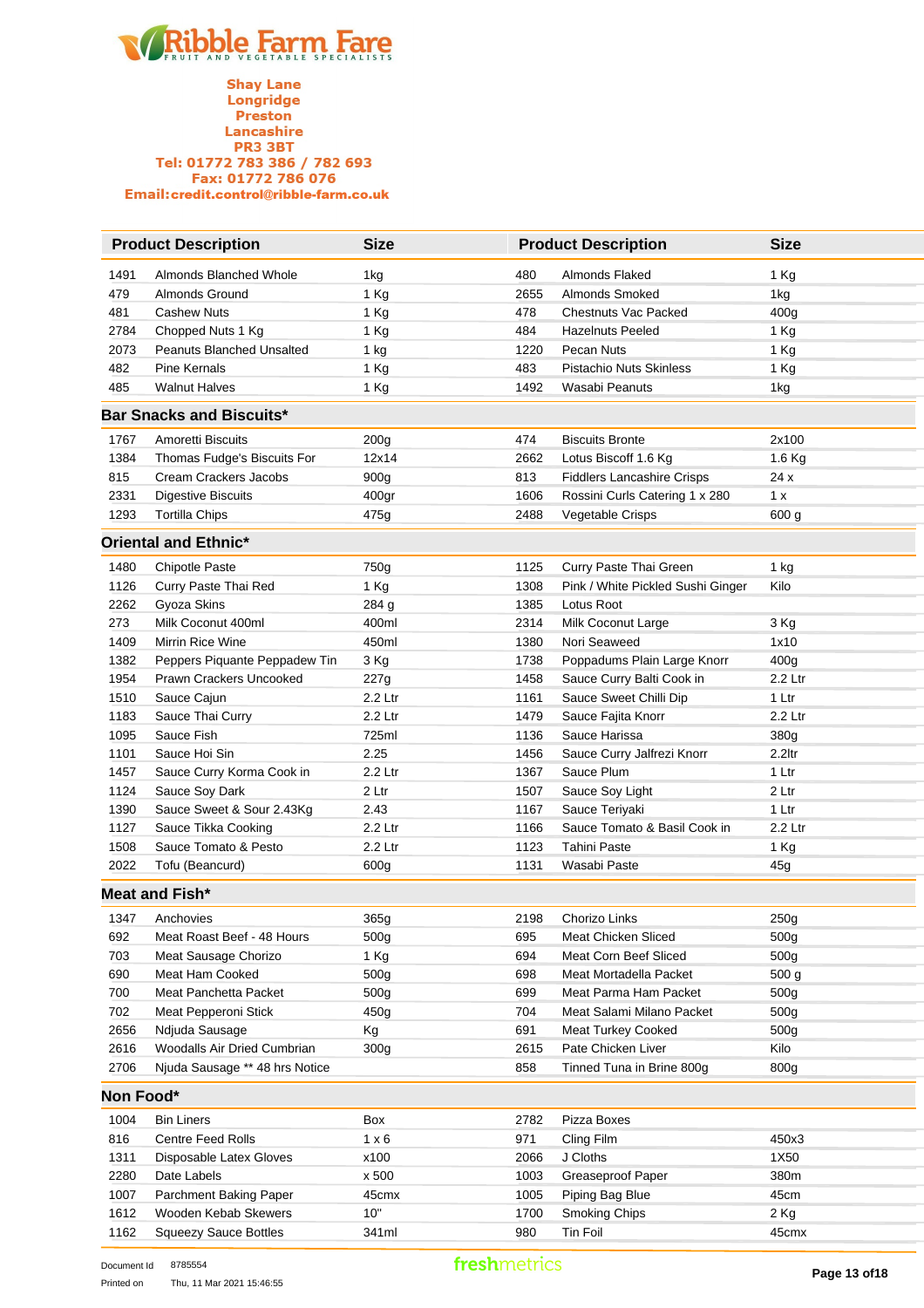**Ribble Farm Fare**
FRUIT AND VEGETABLE SPECIALISTS

Shay Lane
Longridge
Preston
Lancashire
PR3 3BT
Tel: 01772 783 386 / 782 693
Fax: 01772 786 076
Email:credit.control@ribble-farm.co.uk

| | Product Description | Size | | Product Description | Size |
|---|---|---|---|---|---|
| 1491 | Almonds Blanched Whole | 1kg | 480 | Almonds Flaked | 1 Kg |
| 479 | Almonds Ground | 1 Kg | 2655 | Almonds Smoked | 1kg |
| 481 | Cashew Nuts | 1 Kg | 478 | Chestnuts Vac Packed | 400g |
| 2784 | Chopped Nuts 1 Kg | 1 Kg | 484 | Hazelnuts Peeled | 1 Kg |
| 2073 | Peanuts Blanched Unsalted | 1 kg | 1220 | Pecan Nuts | 1 Kg |
| 482 | Pine Kernals | 1 Kg | 483 | Pistachio Nuts Skinless | 1 Kg |
| 485 | Walnut Halves | 1 Kg | 1492 | Wasabi Peanuts | 1kg |

## Bar Snacks and Biscuits*

| | Product Description | Size | | Product Description | Size |
|---|---|---|---|---|---|
| 1767 | Amoretti Biscuits | 200g | 474 | Biscuits Bronte | 2x100 |
| 1384 | Thomas Fudge's Biscuits For | 12x14 | 2662 | Lotus Biscoff 1.6 Kg | 1.6 Kg |
| 815 | Cream Crackers Jacobs | 900g | 813 | Fiddlers Lancashire Crisps | 24 x |
| 2331 | Digestive Biscuits | 400gr | 1606 | Rossini Curls Catering 1 x 280 | 1 x |
| 1293 | Tortilla Chips | 475g | 2488 | Vegetable Crisps | 600 g |

## Oriental and Ethnic*

| | Product Description | Size | | Product Description | Size |
|---|---|---|---|---|---|
| 1480 | Chipotle Paste | 750g | 1125 | Curry Paste Thai Green | 1 kg |
| 1126 | Curry Paste Thai Red | 1 Kg | 1308 | Pink / White Pickled Sushi Ginger | Kilo |
| 2262 | Gyoza Skins | 284 g | 1385 | Lotus Root | |
| 273 | Milk Coconut 400ml | 400ml | 2314 | Milk Coconut Large | 3 Kg |
| 1409 | Mirrin Rice Wine | 450ml | 1380 | Nori Seaweed | 1x10 |
| 1382 | Peppers Piquante Peppadew Tin | 3 Kg | 1738 | Poppadums Plain Large Knorr | 400g |
| 1954 | Prawn Crackers Uncooked | 227g | 1458 | Sauce Curry Balti Cook in | 2.2 Ltr |
| 1510 | Sauce Cajun | 2.2 Ltr | 1161 | Sauce Sweet Chilli Dip | 1 Ltr |
| 1183 | Sauce Thai Curry | 2.2 Ltr | 1479 | Sauce Fajita Knorr | 2.2 Ltr |
| 1095 | Sauce Fish | 725ml | 1136 | Sauce Harissa | 380g |
| 1101 | Sauce Hoi Sin | 2.25 | 1456 | Sauce Curry Jalfrezi Knorr | 2.2ltr |
| 1457 | Sauce Curry Korma Cook in | 2.2 Ltr | 1367 | Sauce Plum | 1 Ltr |
| 1124 | Sauce Soy Dark | 2 Ltr | 1507 | Sauce Soy Light | 2 Ltr |
| 1390 | Sauce Sweet & Sour 2.43Kg | 2.43 | 1167 | Sauce Teriyaki | 1 Ltr |
| 1127 | Sauce Tikka Cooking | 2.2 Ltr | 1166 | Sauce Tomato & Basil Cook in | 2.2 Ltr |
| 1508 | Sauce Tomato & Pesto | 2.2 Ltr | 1123 | Tahini Paste | 1 Kg |
| 2022 | Tofu (Beancurd) | 600g | 1131 | Wasabi Paste | 45g |

## Meat and Fish*

| | Product Description | Size | | Product Description | Size |
|---|---|---|---|---|---|
| 1347 | Anchovies | 365g | 2198 | Chorizo Links | 250g |
| 692 | Meat Roast Beef - 48 Hours | 500g | 695 | Meat Chicken Sliced | 500g |
| 703 | Meat Sausage Chorizo | 1 Kg | 694 | Meat Corn Beef Sliced | 500g |
| 690 | Meat Ham Cooked | 500g | 698 | Meat Mortadella Packet | 500 g |
| 700 | Meat Panchetta Packet | 500g | 699 | Meat Parma Ham Packet | 500g |
| 702 | Meat Pepperoni Stick | 450g | 704 | Meat Salami Milano Packet | 500g |
| 2656 | Ndjuda Sausage | Kg | 691 | Meat Turkey Cooked | 500g |
| 2616 | Woodalls Air Dried Cumbrian | 300g | 2615 | Pate Chicken Liver | Kilo |
| 2706 | Njuda Sausage ** 48 hrs Notice | | 858 | Tinned Tuna in Brine 800g | 800g |

## Non Food*

| | Product Description | Size | | Product Description | Size |
|---|---|---|---|---|---|
| 1004 | Bin Liners | Box | 2782 | Pizza Boxes | |
| 816 | Centre Feed Rolls | 1 x 6 | 971 | Cling Film | 450x3 |
| 1311 | Disposable Latex Gloves | x100 | 2066 | J Cloths | 1X50 |
| 2280 | Date Labels | x 500 | 1003 | Greaseproof Paper | 380m |
| 1007 | Parchment Baking Paper | 45cmx | 1005 | Piping Bag Blue | 45cm |
| 1612 | Wooden Kebab Skewers | 10" | 1700 | Smoking Chips | 2 Kg |
| 1162 | Squeezy Sauce Bottles | 341ml | 980 | Tin Foil | 45cmx |

Document Id 8785554
Printed on Thu, 11 Mar 2021 15:46:55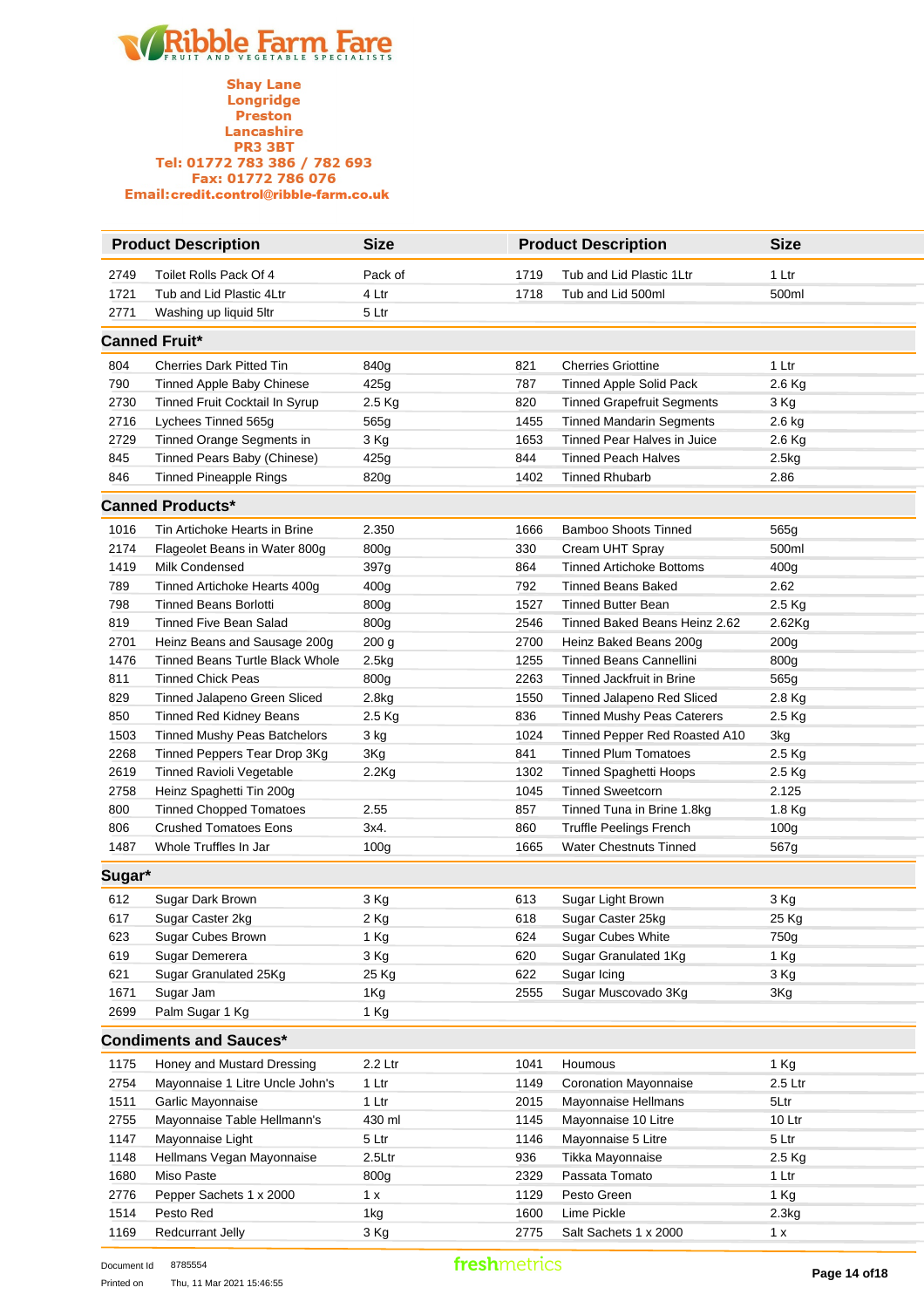**Ribble Farm Fare**
FRUIT AND VEGETABLE SPECIALISTS

**Shay Lane**
**Longridge**
**Preston**
**Lancashire**
**PR3 3BT**
**Tel: 01772 783 386 / 782 693**
**Fax: 01772 786 076**
**Email:credit.control@ribble-farm.co.uk**

| | Product Description | Size | | Product Description | Size |
|---|---|---|---|---|---|
| 2749 | Toilet Rolls Pack Of 4 | Pack of | 1719 | Tub and Lid Plastic 1Ltr | 1 Ltr |
| 1721 | Tub and Lid Plastic 4Ltr | 4 Ltr | 1718 | Tub and Lid 500ml | 500ml |
| 2771 | Washing up liquid 5ltr | 5 Ltr | | | |

## Canned Fruit*

| | Product Description | Size | | Product Description | Size |
|---|---|---|---|---|---|
| 804 | Cherries Dark Pitted Tin | 840g | 821 | Cherries Griottine | 1 Ltr |
| 790 | Tinned Apple Baby Chinese | 425g | 787 | Tinned Apple Solid Pack | 2.6 Kg |
| 2730 | Tinned Fruit Cocktail In Syrup | 2.5 Kg | 820 | Tinned Grapefruit Segments | 3 Kg |
| 2716 | Lychees Tinned 565g | 565g | 1455 | Tinned Mandarin Segments | 2.6 kg |
| 2729 | Tinned Orange Segments in | 3 Kg | 1653 | Tinned Pear Halves in Juice | 2.6 Kg |
| 845 | Tinned Pears Baby (Chinese) | 425g | 844 | Tinned Peach Halves | 2.5kg |
| 846 | Tinned Pineapple Rings | 820g | 1402 | Tinned Rhubarb | 2.86 |

## Canned Products*

| | Product Description | Size | | Product Description | Size |
|---|---|---|---|---|---|
| 1016 | Tin Artichoke Hearts in Brine | 2.350 | 1666 | Bamboo Shoots Tinned | 565g |
| 2174 | Flageolet Beans in Water 800g | 800g | 330 | Cream UHT Spray | 500ml |
| 1419 | Milk Condensed | 397g | 864 | Tinned Artichoke Bottoms | 400g |
| 789 | Tinned Artichoke Hearts 400g | 400g | 792 | Tinned Beans Baked | 2.62 |
| 798 | Tinned Beans Borlotti | 800g | 1527 | Tinned Butter Bean | 2.5 Kg |
| 819 | Tinned Five Bean Salad | 800g | 2546 | Tinned Baked Beans Heinz 2.62 | 2.62Kg |
| 2701 | Heinz Beans and Sausage 200g | 200 g | 2700 | Heinz Baked Beans 200g | 200g |
| 1476 | Tinned Beans Turtle Black Whole | 2.5kg | 1255 | Tinned Beans Cannellini | 800g |
| 811 | Tinned Chick Peas | 800g | 2263 | Tinned Jackfruit in Brine | 565g |
| 829 | Tinned Jalapeno Green Sliced | 2.8kg | 1550 | Tinned Jalapeno Red Sliced | 2.8 Kg |
| 850 | Tinned Red Kidney Beans | 2.5 Kg | 836 | Tinned Mushy Peas Caterers | 2.5 Kg |
| 1503 | Tinned Mushy Peas Batchelors | 3 kg | 1024 | Tinned Pepper Red Roasted A10 | 3kg |
| 2268 | Tinned Peppers Tear Drop 3Kg | 3Kg | 841 | Tinned Plum Tomatoes | 2.5 Kg |
| 2619 | Tinned Ravioli Vegetable | 2.2Kg | 1302 | Tinned Spaghetti Hoops | 2.5 Kg |
| 2758 | Heinz Spaghetti Tin 200g | | 1045 | Tinned Sweetcorn | 2.125 |
| 800 | Tinned Chopped Tomatoes | 2.55 | 857 | Tinned Tuna in Brine 1.8kg | 1.8 Kg |
| 806 | Crushed Tomatoes Eons | 3x4. | 860 | Truffle Peelings French | 100g |
| 1487 | Whole Truffles In Jar | 100g | 1665 | Water Chestnuts Tinned | 567g |

## Sugar*

| | Product Description | Size | | Product Description | Size |
|---|---|---|---|---|---|
| 612 | Sugar Dark Brown | 3 Kg | 613 | Sugar Light Brown | 3 Kg |
| 617 | Sugar Caster 2kg | 2 Kg | 618 | Sugar Caster 25kg | 25 Kg |
| 623 | Sugar Cubes Brown | 1 Kg | 624 | Sugar Cubes White | 750g |
| 619 | Sugar Demerera | 3 Kg | 620 | Sugar Granulated 1Kg | 1 Kg |
| 621 | Sugar Granulated 25Kg | 25 Kg | 622 | Sugar Icing | 3 Kg |
| 1671 | Sugar Jam | 1Kg | 2555 | Sugar Muscovado 3Kg | 3Kg |
| 2699 | Palm Sugar 1 Kg | 1 Kg | | | |

## Condiments and Sauces*

| | Product Description | Size | | Product Description | Size |
|---|---|---|---|---|---|
| 1175 | Honey and Mustard Dressing | 2.2 Ltr | 1041 | Houmous | 1 Kg |
| 2754 | Mayonnaise 1 Litre Uncle John's | 1 Ltr | 1149 | Coronation Mayonnaise | 2.5 Ltr |
| 1511 | Garlic Mayonnaise | 1 Ltr | 2015 | Mayonnaise Hellmans | 5Ltr |
| 2755 | Mayonnaise Table Hellmann's | 430 ml | 1145 | Mayonnaise 10 Litre | 10 Ltr |
| 1147 | Mayonnaise Light | 5 Ltr | 1146 | Mayonnaise 5 Litre | 5 Ltr |
| 1148 | Hellmans Vegan Mayonnaise | 2.5Ltr | 936 | Tikka Mayonnaise | 2.5 Kg |
| 1680 | Miso Paste | 800g | 2329 | Passata Tomato | 1 Ltr |
| 2776 | Pepper Sachets 1 x 2000 | 1 x | 1129 | Pesto Green | 1 Kg |
| 1514 | Pesto Red | 1kg | 1600 | Lime Pickle | 2.3kg |
| 1169 | Redcurrant Jelly | 3 Kg | 2775 | Salt Sachets 1 x 2000 | 1 x |

Document Id 8785554
Printed on Thu, 11 Mar 2021 15:46:55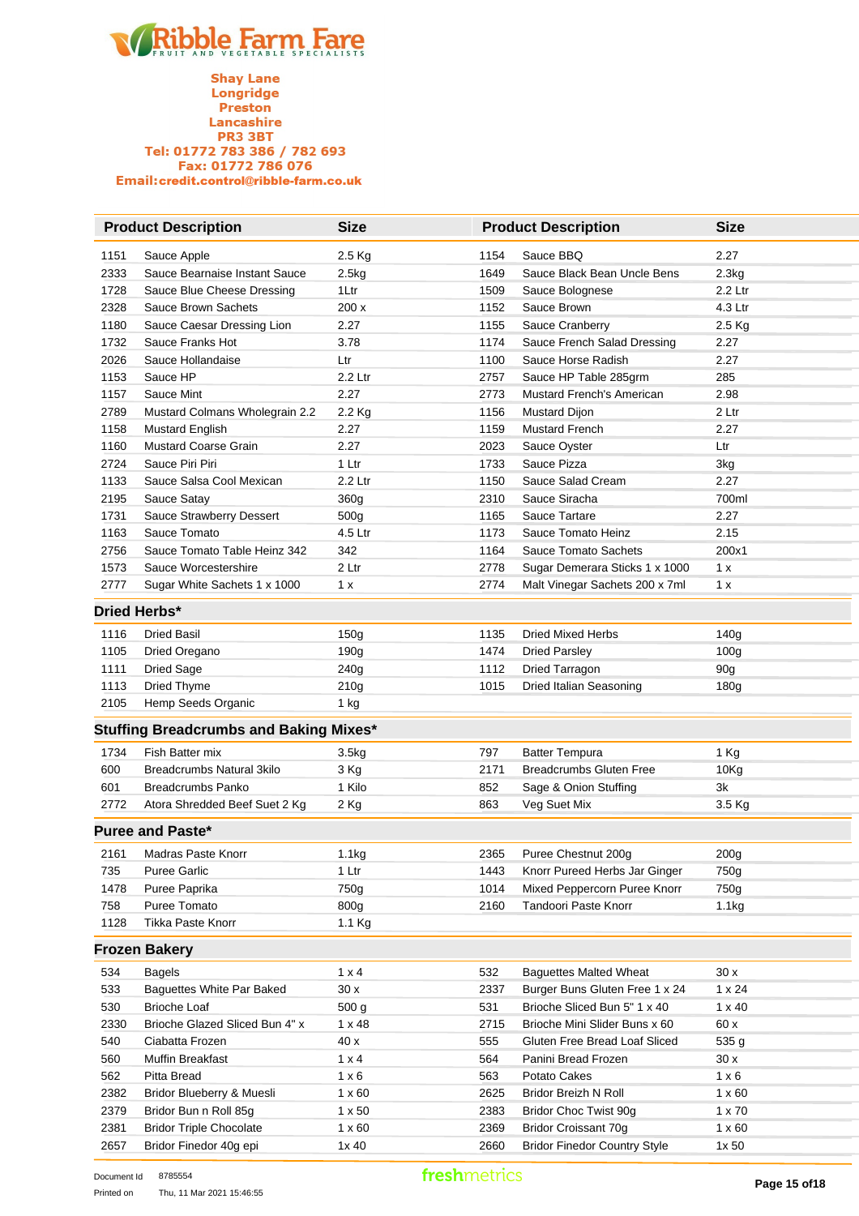**Ribble Farm Fare**
FRUIT AND VEGETABLE SPECIALISTS

Shay Lane
Longridge
Preston
Lancashire
PR3 3BT
Tel: 01772 783 386 / 782 693
Fax: 01772 786 076
Email:credit.control@ribble-farm.co.uk

| | Product Description | Size | | Product Description | Size |
|---|---|---|---|---|---|
| 1151 | Sauce Apple | 2.5 Kg | 1154 | Sauce BBQ | 2.27 |
| 2333 | Sauce Bearnaise Instant Sauce | 2.5kg | 1649 | Sauce Black Bean Uncle Bens | 2.3kg |
| 1728 | Sauce Blue Cheese Dressing | 1Ltr | 1509 | Sauce Bolognese | 2.2 Ltr |
| 2328 | Sauce Brown Sachets | 200 x | 1152 | Sauce Brown | 4.3 Ltr |
| 1180 | Sauce Caesar Dressing Lion | 2.27 | 1155 | Sauce Cranberry | 2.5 Kg |
| 1732 | Sauce Franks Hot | 3.78 | 1174 | Sauce French Salad Dressing | 2.27 |
| 2026 | Sauce Hollandaise | Ltr | 1100 | Sauce Horse Radish | 2.27 |
| 1153 | Sauce HP | 2.2 Ltr | 2757 | Sauce HP Table 285grm | 285 |
| 1157 | Sauce Mint | 2.27 | 2773 | Mustard French's American | 2.98 |
| 2789 | Mustard Colmans Wholegrain 2.2 | 2.2 Kg | 1156 | Mustard Dijon | 2 Ltr |
| 1158 | Mustard English | 2.27 | 1159 | Mustard French | 2.27 |
| 1160 | Mustard Coarse Grain | 2.27 | 2023 | Sauce Oyster | Ltr |
| 2724 | Sauce Piri Piri | 1 Ltr | 1733 | Sauce Pizza | 3kg |
| 1133 | Sauce Salsa Cool Mexican | 2.2 Ltr | 1150 | Sauce Salad Cream | 2.27 |
| 2195 | Sauce Satay | 360g | 2310 | Sauce Siracha | 700ml |
| 1731 | Sauce Strawberry Dessert | 500g | 1165 | Sauce Tartare | 2.27 |
| 1163 | Sauce Tomato | 4.5 Ltr | 1173 | Sauce Tomato Heinz | 2.15 |
| 2756 | Sauce Tomato Table Heinz 342 | 342 | 1164 | Sauce Tomato Sachets | 200x1 |
| 1573 | Sauce Worcestershire | 2 Ltr | 2778 | Sugar Demerara Sticks 1 x 1000 | 1 x |
| 2777 | Sugar White Sachets 1 x 1000 | 1 x | 2774 | Malt Vinegar Sachets 200 x 7ml | 1 x |

## Dried Herbs*

| | Product Description | Size | | Product Description | Size |
|---|---|---|---|---|---|
| 1116 | Dried Basil | 150g | 1135 | Dried Mixed Herbs | 140g |
| 1105 | Dried Oregano | 190g | 1474 | Dried Parsley | 100g |
| 1111 | Dried Sage | 240g | 1112 | Dried Tarragon | 90g |
| 1113 | Dried Thyme | 210g | 1015 | Dried Italian Seasoning | 180g |
| 2105 | Hemp Seeds Organic | 1 kg | | | |

## Stuffing Breadcrumbs and Baking Mixes*

| | Product Description | Size | | Product Description | Size |
|---|---|---|---|---|---|
| 1734 | Fish Batter mix | 3.5kg | 797 | Batter Tempura | 1 Kg |
| 600 | Breadcrumbs Natural 3kilo | 3 Kg | 2171 | Breadcrumbs Gluten Free | 10Kg |
| 601 | Breadcrumbs Panko | 1 Kilo | 852 | Sage & Onion Stuffing | 3k |
| 2772 | Atora Shredded Beef Suet 2 Kg | 2 Kg | 863 | Veg Suet Mix | 3.5 Kg |

## Puree and Paste*

| | Product Description | Size | | Product Description | Size |
|---|---|---|---|---|---|
| 2161 | Madras Paste Knorr | 1.1kg | 2365 | Puree Chestnut 200g | 200g |
| 735 | Puree Garlic | 1 Ltr | 1443 | Knorr Pureed Herbs Jar Ginger | 750g |
| 1478 | Puree Paprika | 750g | 1014 | Mixed Peppercorn Puree Knorr | 750g |
| 758 | Puree Tomato | 800g | 2160 | Tandoori Paste Knorr | 1.1kg |
| 1128 | Tikka Paste Knorr | 1.1 Kg | | | |

## Frozen Bakery

| | Product Description | Size | | Product Description | Size |
|---|---|---|---|---|---|
| 534 | Bagels | 1 x 4 | 532 | Baguettes Malted Wheat | 30 x |
| 533 | Baguettes White Par Baked | 30 x | 2337 | Burger Buns Gluten Free 1 x 24 | 1 x 24 |
| 530 | Brioche Loaf | 500 g | 531 | Brioche Sliced Bun 5" 1 x 40 | 1 x 40 |
| 2330 | Brioche Glazed Sliced Bun 4" x | 1 x 48 | 2715 | Brioche Mini Slider Buns x 60 | 60 x |
| 540 | Ciabatta Frozen | 40 x | 555 | Gluten Free Bread Loaf Sliced | 535 g |
| 560 | Muffin Breakfast | 1 x 4 | 564 | Panini Bread Frozen | 30 x |
| 562 | Pitta Bread | 1 x 6 | 563 | Potato Cakes | 1 x 6 |
| 2382 | Bridor Blueberry & Muesli | 1 x 60 | 2625 | Bridor Breizh N Roll | 1 x 60 |
| 2379 | Bridor Bun n Roll 85g | 1 x 50 | 2383 | Bridor Choc Twist 90g | 1 x 70 |
| 2381 | Bridor Triple Chocolate | 1 x 60 | 2369 | Bridor Croissant 70g | 1 x 60 |
| 2657 | Bridor Finedor 40g epi | 1x 40 | 2660 | Bridor Finedor Country Style | 1x 50 |

Document Id 8785554
Printed on Thu, 11 Mar 2021 15:46:55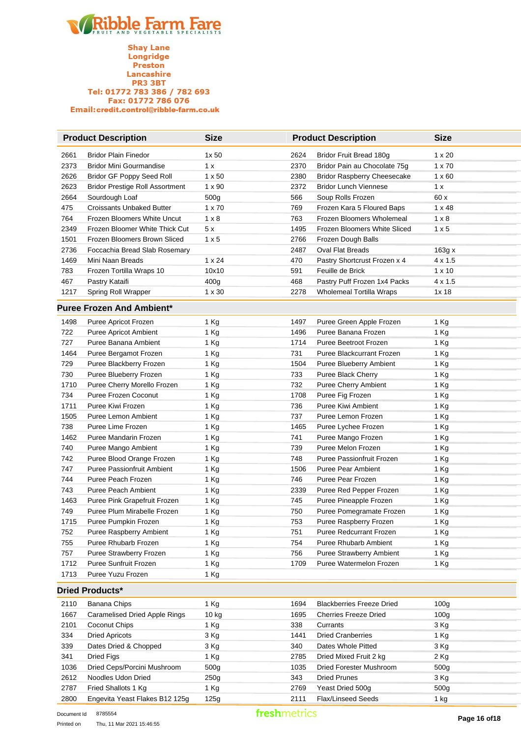**Ribble Farm Fare**
FRUIT AND VEGETABLE SPECIALISTS

**Shay Lane**
**Longridge**
**Preston**
**Lancashire**
**PR3 3BT**
**Tel: 01772 783 386 / 782 693**
**Fax: 01772 786 076**
**Email:credit.control@ribble-farm.co.uk**

| | Product Description | Size | | Product Description | Size |
|---|---|---|---|---|---|
| 2661 | Bridor Plain Finedor | 1x 50 | 2624 | Bridor Fruit Bread 180g | 1 x 20 |
| 2373 | Bridor Mini Gourmandise | 1 x | 2370 | Bridor Pain au Chocolate 75g | 1 x 70 |
| 2626 | Bridor GF Poppy Seed Roll | 1 x 50 | 2380 | Bridor Raspberry Cheesecake | 1 x 60 |
| 2623 | Bridor Prestige Roll Assortment | 1 x 90 | 2372 | Bridor Lunch Viennese | 1 x |
| 2664 | Sourdough Loaf | 500g | 566 | Soup Rolls Frozen | 60 x |
| 475 | Croissants Unbaked Butter | 1 x 70 | 769 | Frozen Kara 5 Floured Baps | 1 x 48 |
| 764 | Frozen Bloomers White Uncut | 1 x 8 | 763 | Frozen Bloomers Wholemeal | 1 x 8 |
| 2349 | Frozen Bloomer White Thick Cut | 5 x | 1495 | Frozen Bloomers White Sliced | 1 x 5 |
| 1501 | Frozen Bloomers Brown Sliced | 1 x 5 | 2766 | Frozen Dough Balls | |
| 2736 | Foccachia Bread Slab Rosemary | | 2487 | Oval Flat Breads | 163g x |
| 1469 | Mini Naan Breads | 1 x 24 | 470 | Pastry Shortcrust Frozen x 4 | 4 x 1.5 |
| 783 | Frozen Tortilla Wraps 10 | 10x10 | 591 | Feuille de Brick | 1 x 10 |
| 467 | Pastry Kataifi | 400g | 468 | Pastry Puff Frozen 1x4 Packs | 4 x 1.5 |
| 1217 | Spring Roll Wrapper | 1 x 30 | 2278 | Wholemeal Tortilla Wraps | 1x 18 |

## Puree Frozen And Ambient*

| | Product Description | Size | | Product Description | Size |
|---|---|---|---|---|---|
| 1498 | Puree Apricot Frozen | 1 Kg | 1497 | Puree Green Apple Frozen | 1 Kg |
| 722 | Puree Apricot Ambient | 1 Kg | 1496 | Puree Banana Frozen | 1 Kg |
| 727 | Puree Banana Ambient | 1 Kg | 1714 | Puree Beetroot Frozen | 1 Kg |
| 1464 | Puree Bergamot Frozen | 1 Kg | 731 | Puree Blackcurrant Frozen | 1 Kg |
| 729 | Puree Blackberry Frozen | 1 Kg | 1504 | Puree Blueberry Ambient | 1 Kg |
| 730 | Puree Blueberry Frozen | 1 Kg | 733 | Puree Black Cherry | 1 Kg |
| 1710 | Puree Cherry Morello Frozen | 1 Kg | 732 | Puree Cherry Ambient | 1 Kg |
| 734 | Puree Frozen Coconut | 1 Kg | 1708 | Puree Fig Frozen | 1 Kg |
| 1711 | Puree Kiwi Frozen | 1 Kg | 736 | Puree Kiwi Ambient | 1 Kg |
| 1505 | Puree Lemon Ambient | 1 Kg | 737 | Puree Lemon Frozen | 1 Kg |
| 738 | Puree Lime Frozen | 1 Kg | 1465 | Puree Lychee Frozen | 1 Kg |
| 1462 | Puree Mandarin Frozen | 1 Kg | 741 | Puree Mango Frozen | 1 Kg |
| 740 | Puree Mango Ambient | 1 Kg | 739 | Puree Melon Frozen | 1 Kg |
| 742 | Puree Blood Orange Frozen | 1 Kg | 748 | Puree Passionfruit Frozen | 1 Kg |
| 747 | Puree Passionfruit Ambient | 1 Kg | 1506 | Puree Pear Ambient | 1 Kg |
| 744 | Puree Peach Frozen | 1 Kg | 746 | Puree Pear Frozen | 1 Kg |
| 743 | Puree Peach Ambient | 1 Kg | 2339 | Puree Red Pepper Frozen | 1 Kg |
| 1463 | Puree Pink Grapefruit Frozen | 1 Kg | 745 | Puree Pineapple Frozen | 1 Kg |
| 749 | Puree Plum Mirabelle Frozen | 1 Kg | 750 | Puree Pomegramate Frozen | 1 Kg |
| 1715 | Puree Pumpkin Frozen | 1 Kg | 753 | Puree Raspberry Frozen | 1 Kg |
| 752 | Puree Raspberry Ambient | 1 Kg | 751 | Puree Redcurrant Frozen | 1 Kg |
| 755 | Puree Rhubarb Frozen | 1 Kg | 754 | Puree Rhubarb Ambient | 1 Kg |
| 757 | Puree Strawberry Frozen | 1 Kg | 756 | Puree Strawberry Ambient | 1 Kg |
| 1712 | Puree Sunfruit Frozen | 1 Kg | 1709 | Puree Watermelon Frozen | 1 Kg |
| 1713 | Puree Yuzu Frozen | 1 Kg | | | |

## Dried Products*

| | Product Description | Size | | Product Description | Size |
|---|---|---|---|---|---|
| 2110 | Banana Chips | 1 Kg | 1694 | Blackberries Freeze Dried | 100g |
| 1667 | Caramelised Dried Apple Rings | 10 kg | 1695 | Cherries Freeze Dried | 100g |
| 2101 | Coconut Chips | 1 Kg | 338 | Currants | 3 Kg |
| 334 | Dried Apricots | 3 Kg | 1441 | Dried Cranberries | 1 Kg |
| 339 | Dates Dried & Chopped | 3 Kg | 340 | Dates Whole Pitted | 3 Kg |
| 341 | Dried Figs | 1 Kg | 2785 | Dried Mixed Fruit 2 kg | 2 Kg |
| 1036 | Dried Ceps/Porcini Mushroom | 500g | 1035 | Dried Forester Mushroom | 500g |
| 2612 | Noodles Udon Dried | 250g | 343 | Dried Prunes | 3 Kg |
| 2787 | Fried Shallots 1 Kg | 1 Kg | 2769 | Yeast Dried 500g | 500g |
| 2800 | Engevita Yeast Flakes B12 125g | 125g | 2111 | Flax/Linseed Seeds | 1 kg |

Document Id 8785554
Printed on Thu, 11 Mar 2021 15:46:55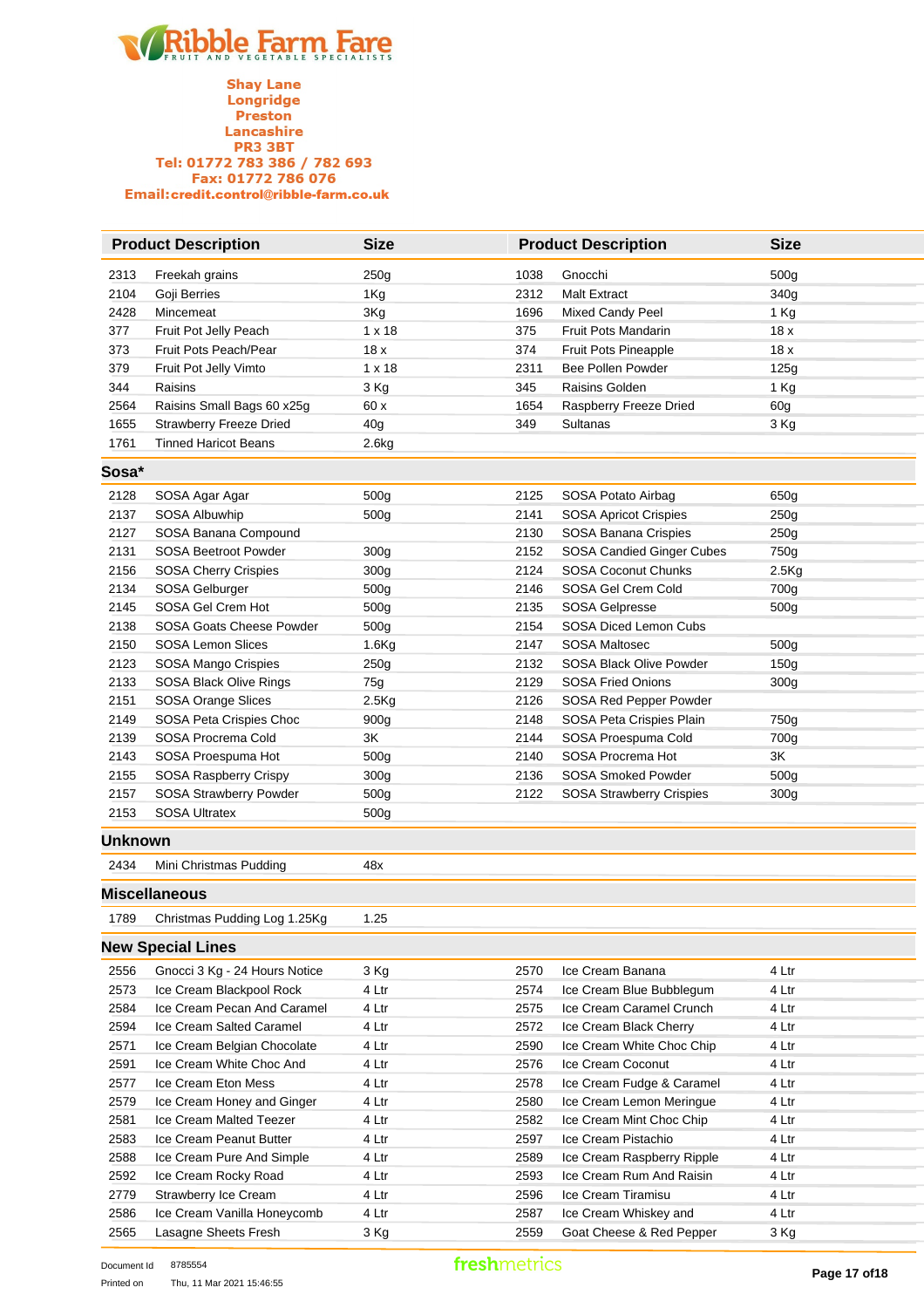**Ribble Farm Fare**
FRUIT AND VEGETABLE SPECIALISTS

Shay Lane
Longridge
Preston
Lancashire
PR3 3BT
Tel: 01772 783 386 / 782 693
Fax: 01772 786 076
Email:credit.control@ribble-farm.co.uk

| | Product Description | Size | | Product Description | Size |
|---|---|---|---|---|---|
| 2313 | Freekah grains | 250g | 1038 | Gnocchi | 500g |
| 2104 | Goji Berries | 1Kg | 2312 | Malt Extract | 340g |
| 2428 | Mincemeat | 3Kg | 1696 | Mixed Candy Peel | 1 Kg |
| 377 | Fruit Pot Jelly Peach | 1 x 18 | 375 | Fruit Pots Mandarin | 18 x |
| 373 | Fruit Pots Peach/Pear | 18 x | 374 | Fruit Pots Pineapple | 18 x |
| 379 | Fruit Pot Jelly Vimto | 1 x 18 | 2311 | Bee Pollen Powder | 125g |
| 344 | Raisins | 3 Kg | 345 | Raisins Golden | 1 Kg |
| 2564 | Raisins Small Bags 60 x25g | 60 x | 1654 | Raspberry Freeze Dried | 60g |
| 1655 | Strawberry Freeze Dried | 40g | 349 | Sultanas | 3 Kg |
| 1761 | Tinned Haricot Beans | 2.6kg | | | |

## Sosa*

| | Product Description | Size | | Product Description | Size |
|---|---|---|---|---|---|
| 2128 | SOSA Agar Agar | 500g | 2125 | SOSA Potato Airbag | 650g |
| 2137 | SOSA Albuwhip | 500g | 2141 | SOSA Apricot Crispies | 250g |
| 2127 | SOSA Banana Compound | | 2130 | SOSA Banana Crispies | 250g |
| 2131 | SOSA Beetroot Powder | 300g | 2152 | SOSA Candied Ginger Cubes | 750g |
| 2156 | SOSA Cherry Crispies | 300g | 2124 | SOSA Coconut Chunks | 2.5Kg |
| 2134 | SOSA Gelburger | 500g | 2146 | SOSA Gel Crem Cold | 700g |
| 2145 | SOSA Gel Crem Hot | 500g | 2135 | SOSA Gelpresse | 500g |
| 2138 | SOSA Goats Cheese Powder | 500g | 2154 | SOSA Diced Lemon Cubs | |
| 2150 | SOSA Lemon Slices | 1.6Kg | 2147 | SOSA Maltosec | 500g |
| 2123 | SOSA Mango Crispies | 250g | 2132 | SOSA Black Olive Powder | 150g |
| 2133 | SOSA Black Olive Rings | 75g | 2129 | SOSA Fried Onions | 300g |
| 2151 | SOSA Orange Slices | 2.5Kg | 2126 | SOSA Red Pepper Powder | |
| 2149 | SOSA Peta Crispies Choc | 900g | 2148 | SOSA Peta Crispies Plain | 750g |
| 2139 | SOSA Procrema Cold | 3K | 2144 | SOSA Proespuma Cold | 700g |
| 2143 | SOSA Proespuma Hot | 500g | 2140 | SOSA Procrema Hot | 3K |
| 2155 | SOSA Raspberry Crispy | 300g | 2136 | SOSA Smoked Powder | 500g |
| 2157 | SOSA Strawberry Powder | 500g | 2122 | SOSA Strawberry Crispies | 300g |
| 2153 | SOSA Ultratex | 500g | | | |

## Unknown

| | Product Description | Size |
|---|---|---|
| 2434 | Mini Christmas Pudding | 48x |

## Miscellaneous

| | Product Description | Size |
|---|---|---|
| 1789 | Christmas Pudding Log 1.25Kg | 1.25 |

## New Special Lines

| | Product Description | Size | | Product Description | Size |
|---|---|---|---|---|---|
| 2556 | Gnocci 3 Kg - 24 Hours Notice | 3 Kg | 2570 | Ice Cream Banana | 4 Ltr |
| 2573 | Ice Cream Blackpool Rock | 4 Ltr | 2574 | Ice Cream Blue Bubblegum | 4 Ltr |
| 2584 | Ice Cream Pecan And Caramel | 4 Ltr | 2575 | Ice Cream Caramel Crunch | 4 Ltr |
| 2594 | Ice Cream Salted Caramel | 4 Ltr | 2572 | Ice Cream Black Cherry | 4 Ltr |
| 2571 | Ice Cream Belgian Chocolate | 4 Ltr | 2590 | Ice Cream White Choc Chip | 4 Ltr |
| 2591 | Ice Cream White Choc And | 4 Ltr | 2576 | Ice Cream Coconut | 4 Ltr |
| 2577 | Ice Cream Eton Mess | 4 Ltr | 2578 | Ice Cream Fudge & Caramel | 4 Ltr |
| 2579 | Ice Cream Honey and Ginger | 4 Ltr | 2580 | Ice Cream Lemon Meringue | 4 Ltr |
| 2581 | Ice Cream Malted Teezer | 4 Ltr | 2582 | Ice Cream Mint Choc Chip | 4 Ltr |
| 2583 | Ice Cream Peanut Butter | 4 Ltr | 2597 | Ice Cream Pistachio | 4 Ltr |
| 2588 | Ice Cream Pure And Simple | 4 Ltr | 2589 | Ice Cream Raspberry Ripple | 4 Ltr |
| 2592 | Ice Cream Rocky Road | 4 Ltr | 2593 | Ice Cream Rum And Raisin | 4 Ltr |
| 2779 | Strawberry Ice Cream | 4 Ltr | 2596 | Ice Cream Tiramisu | 4 Ltr |
| 2586 | Ice Cream Vanilla Honeycomb | 4 Ltr | 2587 | Ice Cream Whiskey and | 4 Ltr |
| 2565 | Lasagne Sheets Fresh | 3 Kg | 2559 | Goat Cheese & Red Pepper | 3 Kg |

Document Id 8785554
Printed on Thu, 11 Mar 2021 15:46:55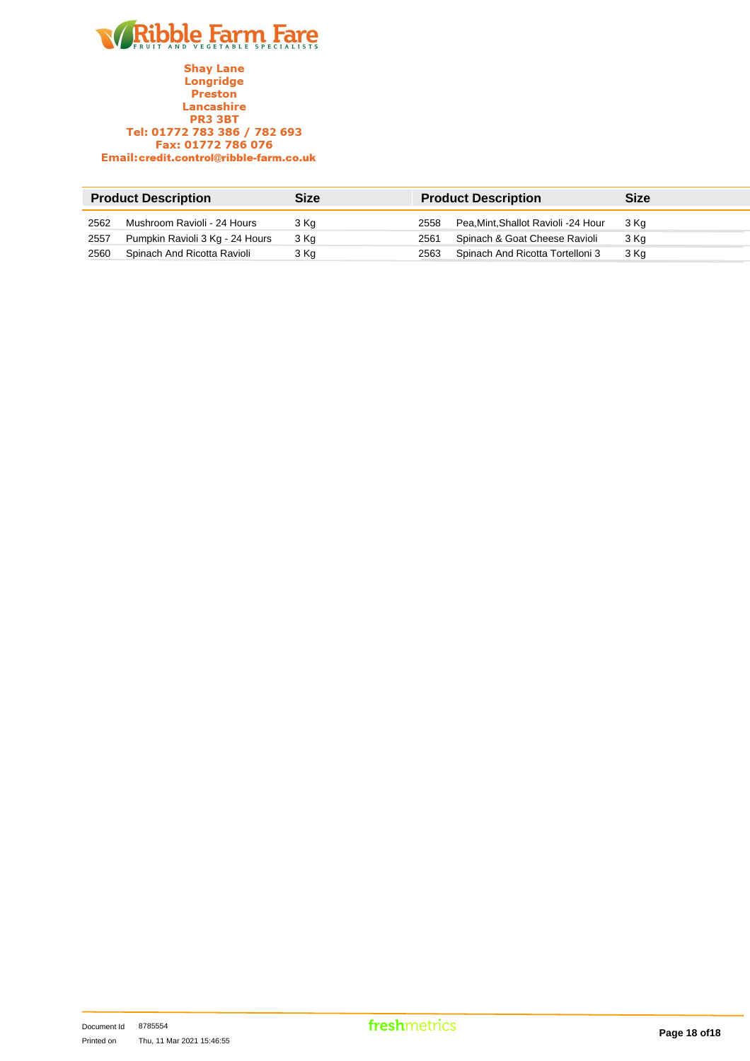Ribble Farm Fare
FRUIT AND VEGETABLE SPECIALISTS

Shay Lane
Longridge
Preston
Lancashire
PR3 3BT
Tel: 01772 783 386 / 782 693
Fax: 01772 786 076
Email:credit.control@ribble-farm.co.uk

| Product Description | | Size | Product Description | | Size |
|---|---|---|---|---|---|
| 2562 | Mushroom Ravioli - 24 Hours | 3 Kg | 2558 | Pea,Mint,Shallot Ravioli -24 Hour | 3 Kg |
| 2557 | Pumpkin Ravioli 3 Kg - 24 Hours | 3 Kg | 2561 | Spinach & Goat Cheese Ravioli | 3 Kg |
| 2560 | Spinach And Ricotta Ravioli | 3 Kg | 2563 | Spinach And Ricotta Tortelloni 3 | 3 Kg |

Document Id 8785554
Printed on Thu, 11 Mar 2021 15:46:55

freshmetrics